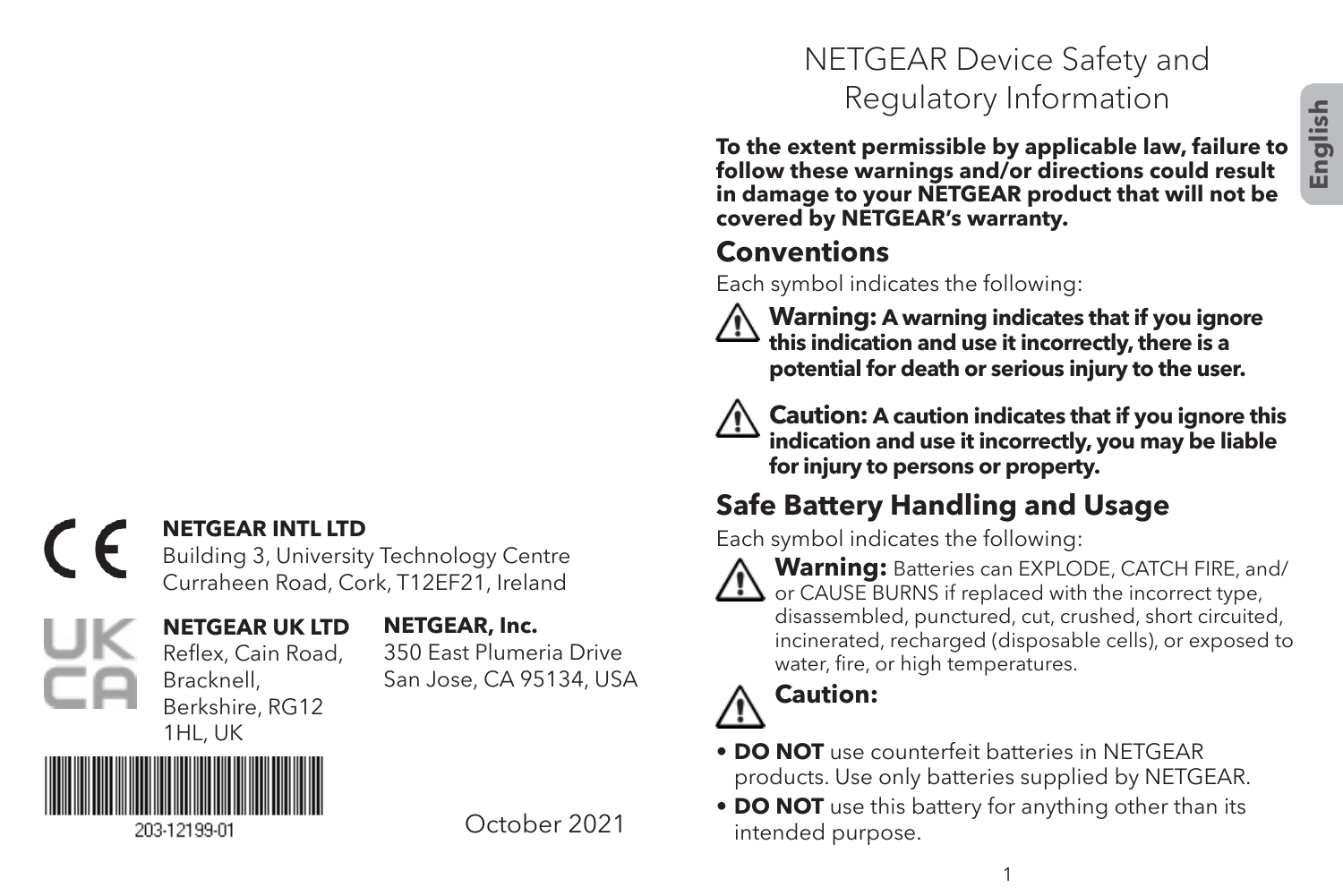CE

**NETGEAR INTL LTD**
Building 3, University Technology Centre
Curraheen Road, Cork, T12EF21, Ireland

UK CA

**NETGEAR UK LTD**
Reflex, Cain Road,
Bracknell,
Berkshire, RG12
1HL, UK

**NETGEAR, Inc.**
350 East Plumeria Drive
San Jose, CA 95134, USA

203-12199-01

October 2021

English

# NETGEAR Device Safety and Regulatory Information

**To the extent permissible by applicable law, failure to follow these warnings and/or directions could result in damage to your NETGEAR product that will not be covered by NETGEAR's warranty.**

## Conventions

Each symbol indicates the following:

**Warning: A warning indicates that if you ignore this indication and use it incorrectly, there is a potential for death or serious injury to the user.**

**Caution: A caution indicates that if you ignore this indication and use it incorrectly, you may be liable for injury to persons or property.**

## Safe Battery Handling and Usage

Each symbol indicates the following:

**Warning:** Batteries can EXPLODE, CATCH FIRE, and/or CAUSE BURNS if replaced with the incorrect type, disassembled, punctured, cut, crushed, short circuited, incinerated, recharged (disposable cells), or exposed to water, fire, or high temperatures.

**Caution:**

- **DO NOT** use counterfeit batteries in NETGEAR products. Use only batteries supplied by NETGEAR.
- **DO NOT** use this battery for anything other than its intended purpose.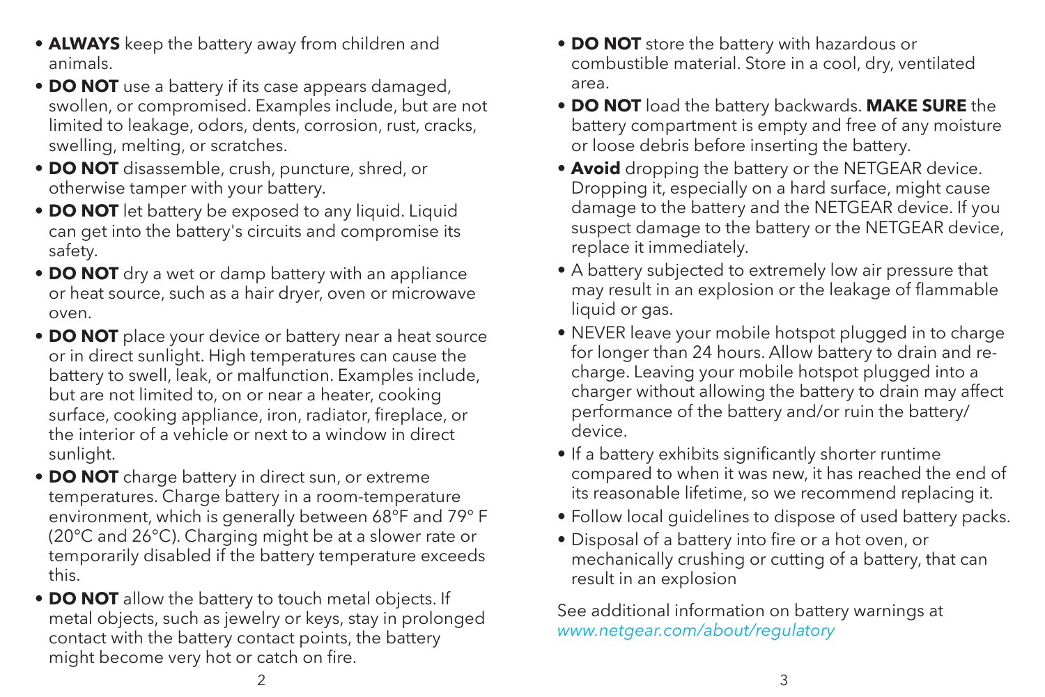- **ALWAYS** keep the battery away from children and animals.
- **DO NOT** use a battery if its case appears damaged, swollen, or compromised. Examples include, but are not limited to leakage, odors, dents, corrosion, rust, cracks, swelling, melting, or scratches.
- **DO NOT** disassemble, crush, puncture, shred, or otherwise tamper with your battery.
- **DO NOT** let battery be exposed to any liquid. Liquid can get into the battery's circuits and compromise its safety.
- **DO NOT** dry a wet or damp battery with an appliance or heat source, such as a hair dryer, oven or microwave oven.
- **DO NOT** place your device or battery near a heat source or in direct sunlight. High temperatures can cause the battery to swell, leak, or malfunction. Examples include, but are not limited to, on or near a heater, cooking surface, cooking appliance, iron, radiator, fireplace, or the interior of a vehicle or next to a window in direct sunlight.
- **DO NOT** charge battery in direct sun, or extreme temperatures. Charge battery in a room-temperature environment, which is generally between 68°F and 79° F (20°C and 26°C). Charging might be at a slower rate or temporarily disabled if the battery temperature exceeds this.
- **DO NOT** allow the battery to touch metal objects. If metal objects, such as jewelry or keys, stay in prolonged contact with the battery contact points, the battery might become very hot or catch on fire.
- **DO NOT** store the battery with hazardous or combustible material. Store in a cool, dry, ventilated area.
- **DO NOT** load the battery backwards. **MAKE SURE** the battery compartment is empty and free of any moisture or loose debris before inserting the battery.
- **Avoid** dropping the battery or the NETGEAR device. Dropping it, especially on a hard surface, might cause damage to the battery and the NETGEAR device. If you suspect damage to the battery or the NETGEAR device, replace it immediately.
- A battery subjected to extremely low air pressure that may result in an explosion or the leakage of flammable liquid or gas.
- NEVER leave your mobile hotspot plugged in to charge for longer than 24 hours. Allow battery to drain and re-charge. Leaving your mobile hotspot plugged into a charger without allowing the battery to drain may affect performance of the battery and/or ruin the battery/device.
- If a battery exhibits significantly shorter runtime compared to when it was new, it has reached the end of its reasonable lifetime, so we recommend replacing it.
- Follow local guidelines to dispose of used battery packs.
- Disposal of a battery into fire or a hot oven, or mechanically crushing or cutting of a battery, that can result in an explosion

See additional information on battery warnings at *www.netgear.com/about/regulatory*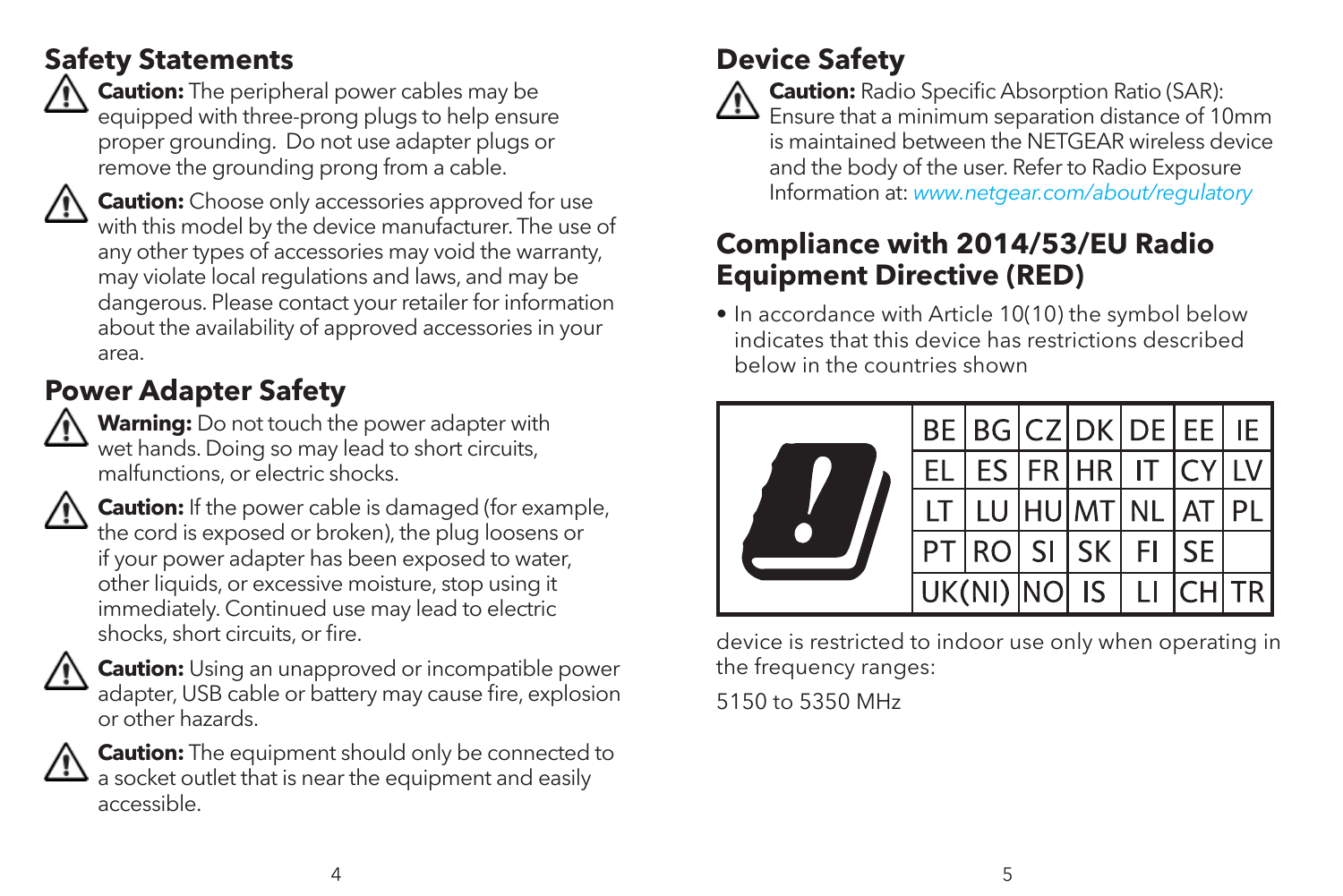## Safety Statements

**Caution:** The peripheral power cables may be equipped with three-prong plugs to help ensure proper grounding. Do not use adapter plugs or remove the grounding prong from a cable.

**Caution:** Choose only accessories approved for use with this model by the device manufacturer. The use of any other types of accessories may void the warranty, may violate local regulations and laws, and may be dangerous. Please contact your retailer for information about the availability of approved accessories in your area.

## Power Adapter Safety

**Warning:** Do not touch the power adapter with wet hands. Doing so may lead to short circuits, malfunctions, or electric shocks.

**Caution:** If the power cable is damaged (for example, the cord is exposed or broken), the plug loosens or if your power adapter has been exposed to water, other liquids, or excessive moisture, stop using it immediately. Continued use may lead to electric shocks, short circuits, or fire.

**Caution:** Using an unapproved or incompatible power adapter, USB cable or battery may cause fire, explosion or other hazards.

**Caution:** The equipment should only be connected to a socket outlet that is near the equipment and easily accessible.

## Device Safety

**Caution:** Radio Specific Absorption Ratio (SAR): Ensure that a minimum separation distance of 10mm is maintained between the NETGEAR wireless device and the body of the user. Refer to Radio Exposure Information at: *www.netgear.com/about/regulatory*

## Compliance with 2014/53/EU Radio Equipment Directive (RED)

- In accordance with Article 10(10) the symbol below indicates that this device has restrictions described below in the countries shown

| BE | BG | CZ | DK | DE | EE | IE |
|---|---|---|---|---|---|---|
| EL | ES | FR | HR | IT | CY | LV |
| LT | LU | HU | MT | NL | AT | PL |
| PT | RO | SI | SK | FI | SE | |
| UK(NI) | NO | IS | LI | CH | TR | |

device is restricted to indoor use only when operating in the frequency ranges:

5150 to 5350 MHz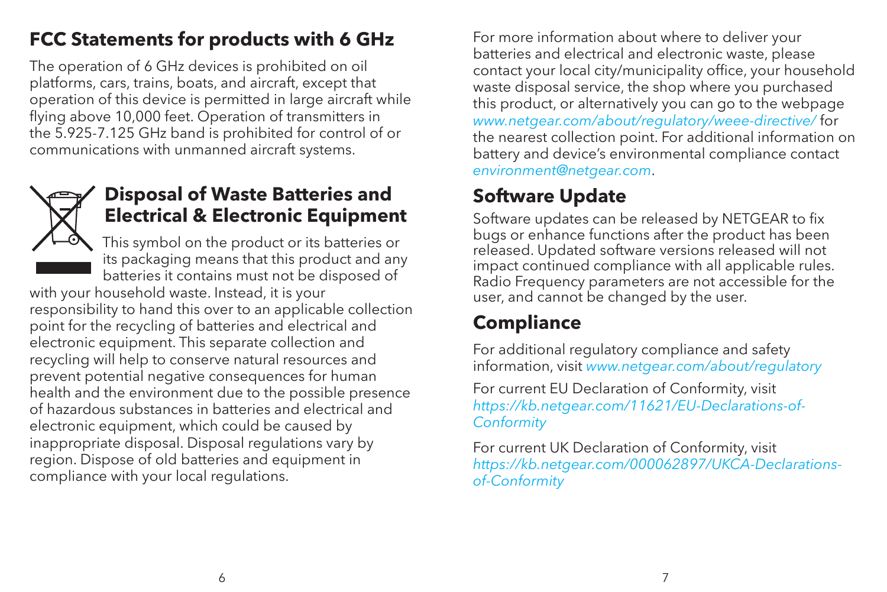## FCC Statements for products with 6 GHz

The operation of 6 GHz devices is prohibited on oil platforms, cars, trains, boats, and aircraft, except that operation of this device is permitted in large aircraft while flying above 10,000 feet. Operation of transmitters in the 5.925-7.125 GHz band is prohibited for control of or communications with unmanned aircraft systems.

## Disposal of Waste Batteries and Electrical & Electronic Equipment

This symbol on the product or its batteries or its packaging means that this product and any batteries it contains must not be disposed of with your household waste. Instead, it is your responsibility to hand this over to an applicable collection point for the recycling of batteries and electrical and electronic equipment. This separate collection and recycling will help to conserve natural resources and prevent potential negative consequences for human health and the environment due to the possible presence of hazardous substances in batteries and electrical and electronic equipment, which could be caused by inappropriate disposal. Disposal regulations vary by region. Dispose of old batteries and equipment in compliance with your local regulations.

For more information about where to deliver your batteries and electrical and electronic waste, please contact your local city/municipality office, your household waste disposal service, the shop where you purchased this product, or alternatively you can go to the webpage *www.netgear.com/about/regulatory/weee-directive/* for the nearest collection point. For additional information on battery and device's environmental compliance contact *environment@netgear.com*.

## Software Update

Software updates can be released by NETGEAR to fix bugs or enhance functions after the product has been released. Updated software versions released will not impact continued compliance with all applicable rules. Radio Frequency parameters are not accessible for the user, and cannot be changed by the user.

## Compliance

For additional regulatory compliance and safety information, visit *www.netgear.com/about/regulatory*

For current EU Declaration of Conformity, visit *https://kb.netgear.com/11621/EU-Declarations-of-Conformity*

For current UK Declaration of Conformity, visit *https://kb.netgear.com/000062897/UKCA-Declarations-of-Conformity*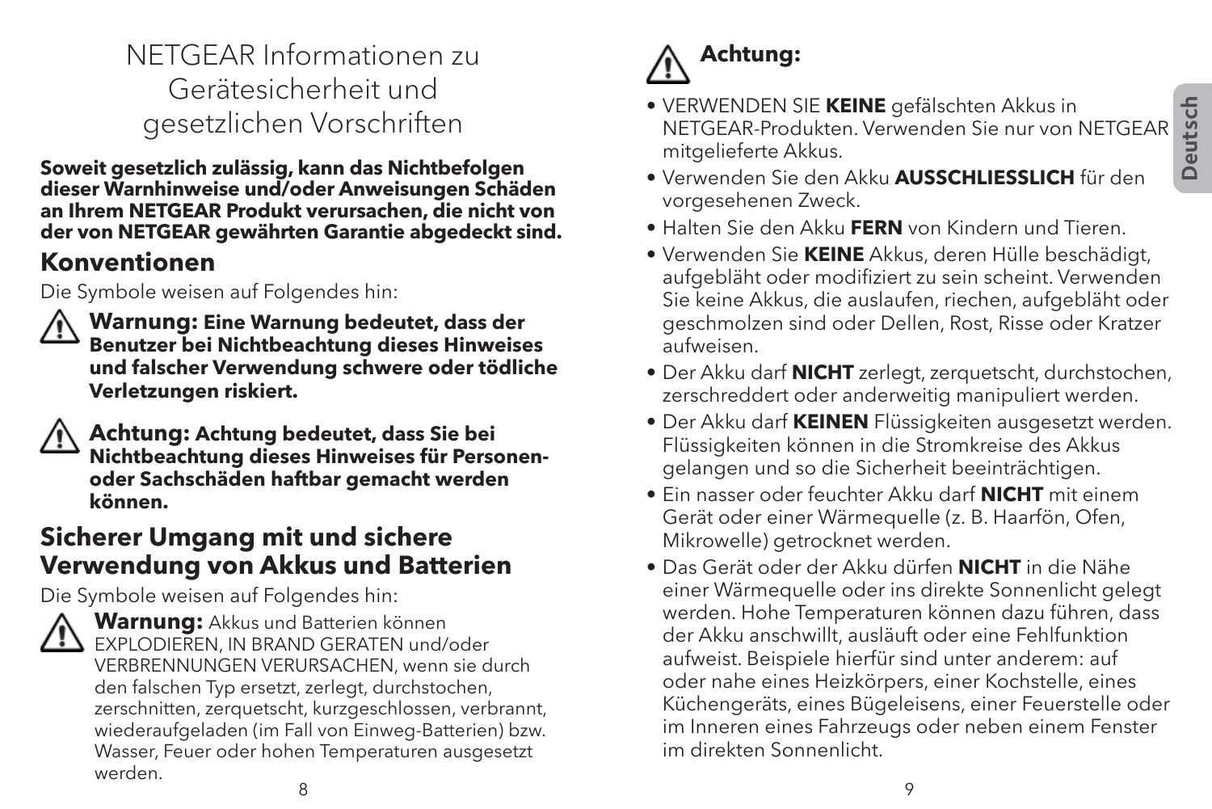# NETGEAR Informationen zu Gerätesicherheit und gesetzlichen Vorschriften

**Soweit gesetzlich zulässig, kann das Nichtbefolgen dieser Warnhinweise und/oder Anweisungen Schäden an Ihrem NETGEAR Produkt verursachen, die nicht von der von NETGEAR gewährten Garantie abgedeckt sind.**

## Konventionen

Die Symbole weisen auf Folgendes hin:

⚠ **Warnung: Eine Warnung bedeutet, dass der Benutzer bei Nichtbeachtung dieses Hinweises und falscher Verwendung schwere oder tödliche Verletzungen riskiert.**

⚠ **Achtung: Achtung bedeutet, dass Sie bei Nichtbeachtung dieses Hinweises für Personen- oder Sachschäden haftbar gemacht werden können.**

## Sicherer Umgang mit und sichere Verwendung von Akkus und Batterien

Die Symbole weisen auf Folgendes hin:

⚠ **Warnung:** Akkus und Batterien können EXPLODIEREN, IN BRAND GERATEN und/oder VERBRENNUNGEN VERURSACHEN, wenn sie durch den falschen Typ ersetzt, zerlegt, durchstochen, zerschnitten, zerquetscht, kurzgeschlossen, verbrannt, wiederaufgeladen (im Fall von Einweg-Batterien) bzw. Wasser, Feuer oder hohen Temperaturen ausgesetzt werden.

⚠ **Achtung:**

- VERWENDEN SIE **KEINE** gefälschten Akkus in NETGEAR-Produkten. Verwenden Sie nur von NETGEAR mitgelieferte Akkus.
- Verwenden Sie den Akku **AUSSCHLIESSLICH** für den vorgesehenen Zweck.
- Halten Sie den Akku **FERN** von Kindern und Tieren.
- Verwenden Sie **KEINE** Akkus, deren Hülle beschädigt, aufgebläht oder modifiziert zu sein scheint. Verwenden Sie keine Akkus, die auslaufen, riechen, aufgebläht oder geschmolzen sind oder Dellen, Rost, Risse oder Kratzer aufweisen.
- Der Akku darf **NICHT** zerlegt, zerquetscht, durchstochen, zerschreddert oder anderweitig manipuliert werden.
- Der Akku darf **KEINEN** Flüssigkeiten ausgesetzt werden. Flüssigkeiten können in die Stromkreise des Akkus gelangen und so die Sicherheit beeinträchtigen.
- Ein nasser oder feuchter Akku darf **NICHT** mit einem Gerät oder einer Wärmequelle (z. B. Haarfön, Ofen, Mikrowelle) getrocknet werden.
- Das Gerät oder der Akku dürfen **NICHT** in die Nähe einer Wärmequelle oder ins direkte Sonnenlicht gelegt werden. Hohe Temperaturen können dazu führen, dass der Akku anschwillt, ausläuft oder eine Fehlfunktion aufweist. Beispiele hierfür sind unter anderem: auf oder nahe eines Heizkörpers, einer Kochstelle, eines Küchengeräts, eines Bügeleisens, einer Feuerstelle oder im Inneren eines Fahrzeugs oder neben einem Fenster im direkten Sonnenlicht.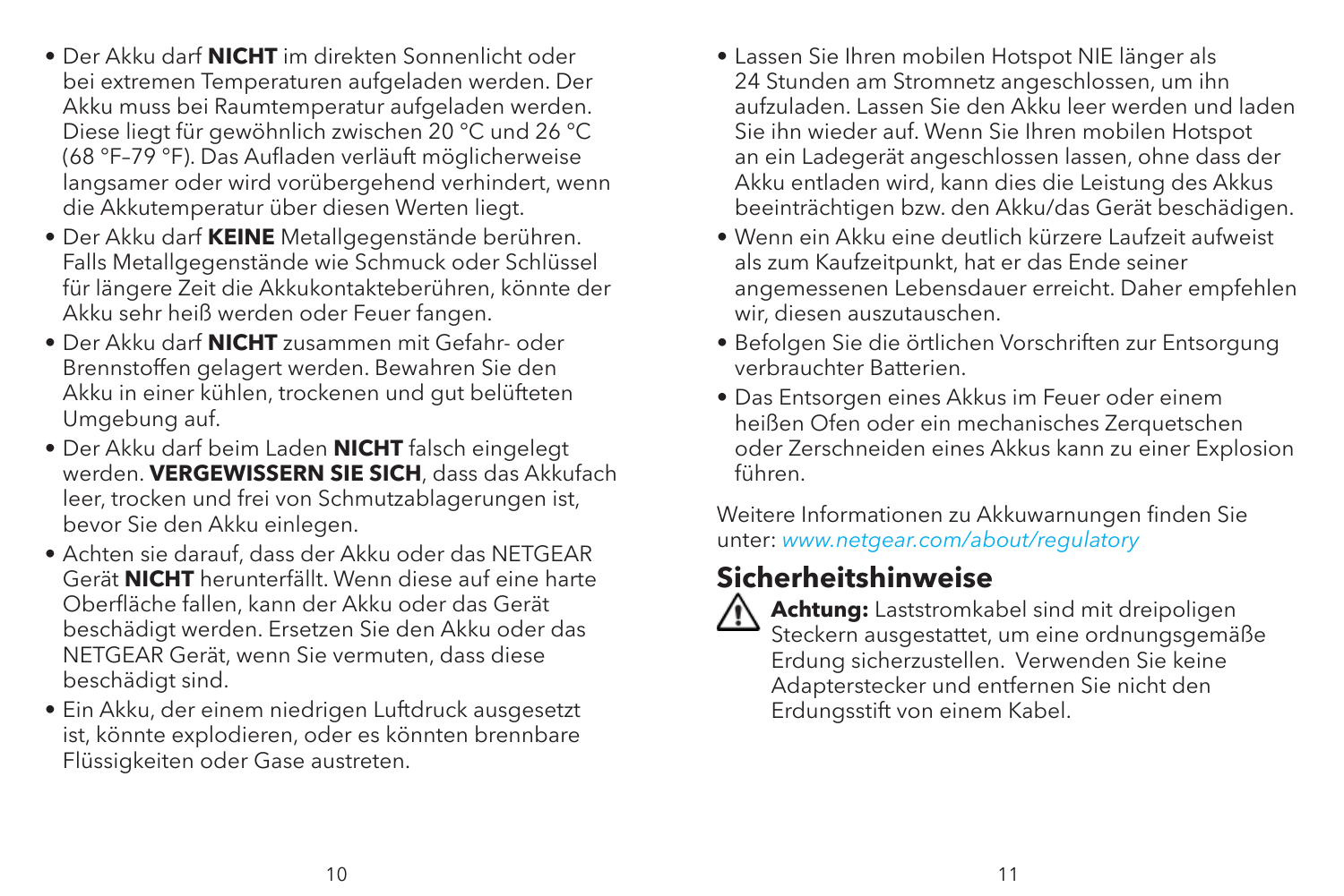- Der Akku darf **NICHT** im direkten Sonnenlicht oder bei extremen Temperaturen aufgeladen werden. Der Akku muss bei Raumtemperatur aufgeladen werden. Diese liegt für gewöhnlich zwischen 20 °C und 26 °C (68 °F–79 °F). Das Aufladen verläuft möglicherweise langsamer oder wird vorübergehend verhindert, wenn die Akkutemperatur über diesen Werten liegt.
- Der Akku darf **KEINE** Metallgegenstände berühren. Falls Metallgegenstände wie Schmuck oder Schlüssel für längere Zeit die Akkukontakteberühren, könnte der Akku sehr heiß werden oder Feuer fangen.
- Der Akku darf **NICHT** zusammen mit Gefahr- oder Brennstoffen gelagert werden. Bewahren Sie den Akku in einer kühlen, trockenen und gut belüfteten Umgebung auf.
- Der Akku darf beim Laden **NICHT** falsch eingelegt werden. **VERGEWISSERN SIE SICH**, dass das Akkufach leer, trocken und frei von Schmutzablagerungen ist, bevor Sie den Akku einlegen.
- Achten sie darauf, dass der Akku oder das NETGEAR Gerät **NICHT** herunterfällt. Wenn diese auf eine harte Oberfläche fallen, kann der Akku oder das Gerät beschädigt werden. Ersetzen Sie den Akku oder das NETGEAR Gerät, wenn Sie vermuten, dass diese beschädigt sind.
- Ein Akku, der einem niedrigen Luftdruck ausgesetzt ist, könnte explodieren, oder es könnten brennbare Flüssigkeiten oder Gase austreten.
- Lassen Sie Ihren mobilen Hotspot NIE länger als 24 Stunden am Stromnetz angeschlossen, um ihn aufzuladen. Lassen Sie den Akku leer werden und laden Sie ihn wieder auf. Wenn Sie Ihren mobilen Hotspot an ein Ladegerät angeschlossen lassen, ohne dass der Akku entladen wird, kann dies die Leistung des Akkus beeinträchtigen bzw. den Akku/das Gerät beschädigen.
- Wenn ein Akku eine deutlich kürzere Laufzeit aufweist als zum Kaufzeitpunkt, hat er das Ende seiner angemessenen Lebensdauer erreicht. Daher empfehlen wir, diesen auszutauschen.
- Befolgen Sie die örtlichen Vorschriften zur Entsorgung verbrauchter Batterien.
- Das Entsorgen eines Akkus im Feuer oder einem heißen Ofen oder ein mechanisches Zerquetschen oder Zerschneiden eines Akkus kann zu einer Explosion führen.

Weitere Informationen zu Akkuwarnungen finden Sie unter: *www.netgear.com/about/regulatory*

## Sicherheitshinweise

**Achtung:** Laststromkabel sind mit dreipoligen Steckern ausgestattet, um eine ordnungsgemäße Erdung sicherzustellen. Verwenden Sie keine Adapterstecker und entfernen Sie nicht den Erdungsstift von einem Kabel.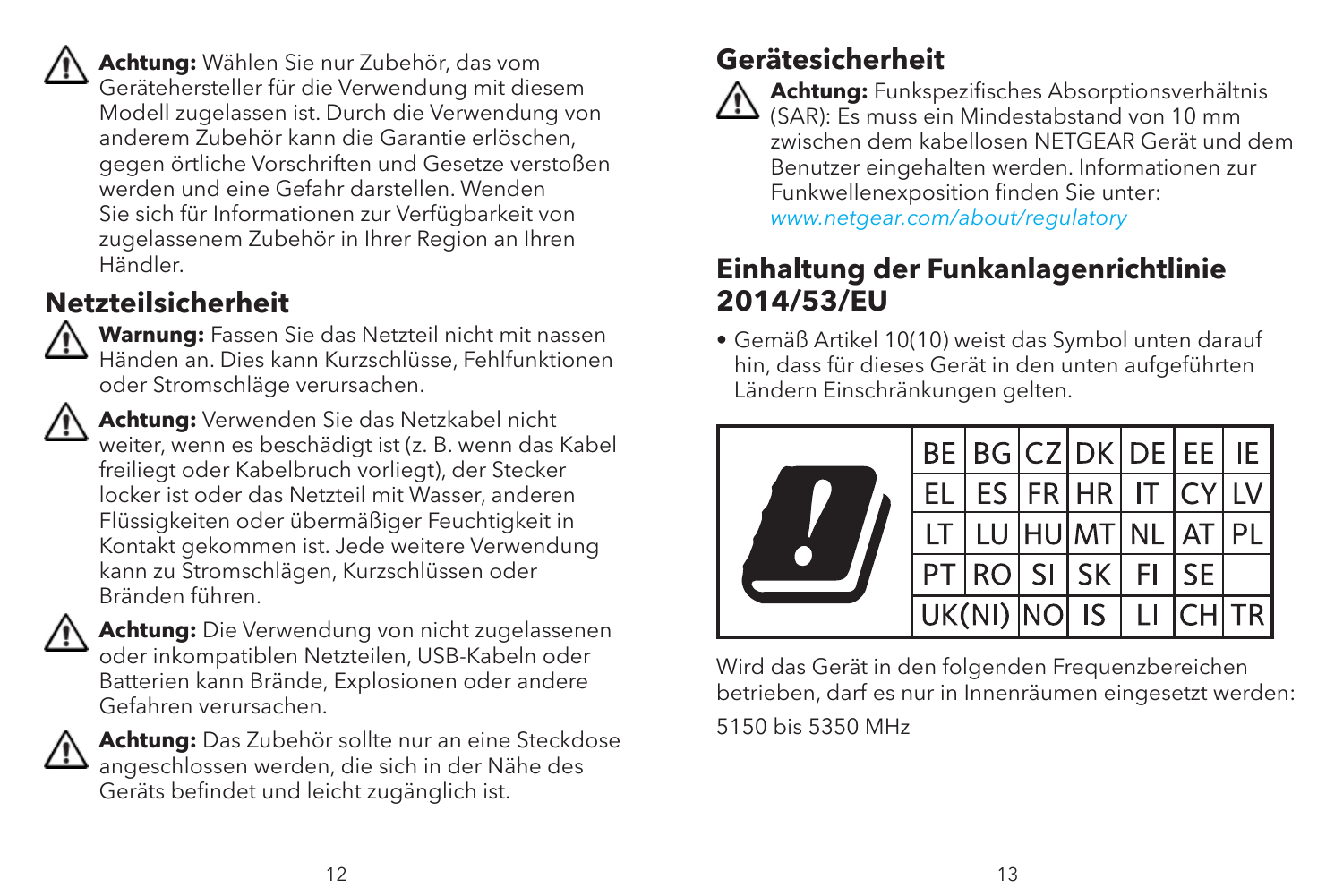**Achtung:** Wählen Sie nur Zubehör, das vom Gerätehersteller für die Verwendung mit diesem Modell zugelassen ist. Durch die Verwendung von anderem Zubehör kann die Garantie erlöschen, gegen örtliche Vorschriften und Gesetze verstoßen werden und eine Gefahr darstellen. Wenden Sie sich für Informationen zur Verfügbarkeit von zugelassenem Zubehör in Ihrer Region an Ihren Händler.

## Netzteilsicherheit

**Warnung:** Fassen Sie das Netzteil nicht mit nassen Händen an. Dies kann Kurzschlüsse, Fehlfunktionen oder Stromschläge verursachen.

**Achtung:** Verwenden Sie das Netzkabel nicht weiter, wenn es beschädigt ist (z. B. wenn das Kabel freiliegt oder Kabelbruch vorliegt), der Stecker locker ist oder das Netzteil mit Wasser, anderen Flüssigkeiten oder übermäßiger Feuchtigkeit in Kontakt gekommen ist. Jede weitere Verwendung kann zu Stromschlägen, Kurzschlüssen oder Bränden führen.

**Achtung:** Die Verwendung von nicht zugelassenen oder inkompatiblen Netzteilen, USB-Kabeln oder Batterien kann Brände, Explosionen oder andere Gefahren verursachen.

**Achtung:** Das Zubehör sollte nur an eine Steckdose angeschlossen werden, die sich in der Nähe des Geräts befindet und leicht zugänglich ist.

## Gerätesicherheit

**Achtung:** Funkspezifisches Absorptionsverhältnis (SAR): Es muss ein Mindestabstand von 10 mm zwischen dem kabellosen NETGEAR Gerät und dem Benutzer eingehalten werden. Informationen zur Funkwellenexposition finden Sie unter: *www.netgear.com/about/regulatory*

## Einhaltung der Funkanlagenrichtlinie 2014/53/EU

- Gemäß Artikel 10(10) weist das Symbol unten darauf hin, dass für dieses Gerät in den unten aufgeführten Ländern Einschränkungen gelten.

| BE | BG | CZ | DK | DE | EE | IE |
|---|---|---|---|---|---|---|
| EL | ES | FR | HR | IT | CY | LV |
| LT | LU | HU | MT | NL | AT | PL |
| PT | RO | SI | SK | FI | SE | |
| UK(NI) | NO | IS | LI | CH | TR | |

Wird das Gerät in den folgenden Frequenzbereichen betrieben, darf es nur in Innenräumen eingesetzt werden:

5150 bis 5350 MHz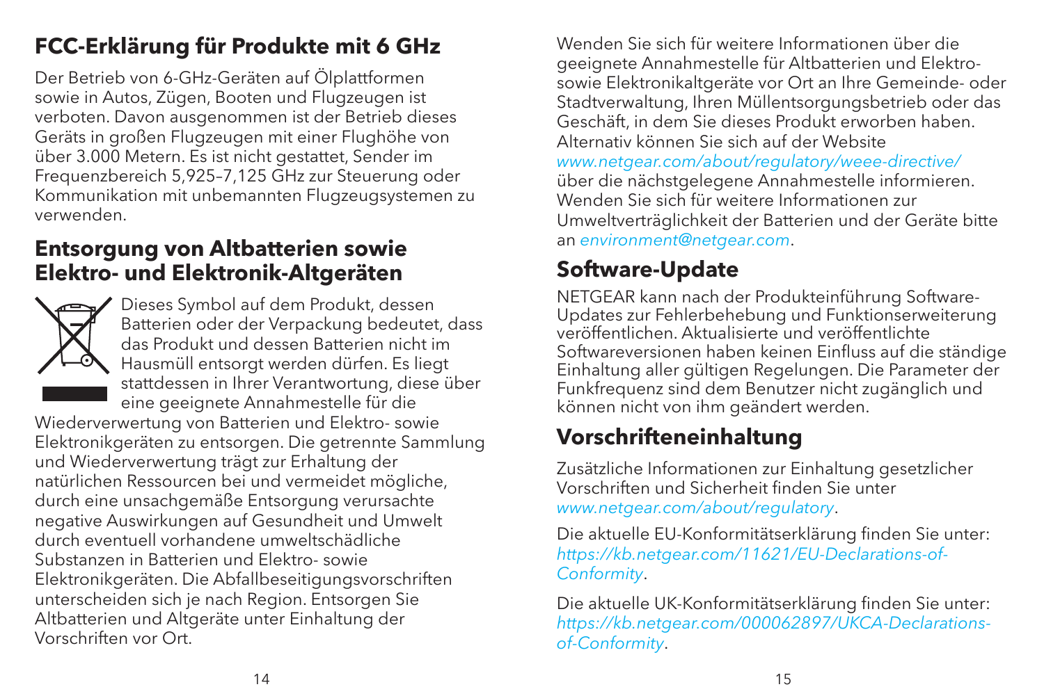## FCC-Erklärung für Produkte mit 6 GHz

Der Betrieb von 6-GHz-Geräten auf Ölplattformen sowie in Autos, Zügen, Booten und Flugzeugen ist verboten. Davon ausgenommen ist der Betrieb dieses Geräts in großen Flugzeugen mit einer Flughöhe von über 3.000 Metern. Es ist nicht gestattet, Sender im Frequenzbereich 5,925–7,125 GHz zur Steuerung oder Kommunikation mit unbemannten Flugzeugsystemen zu verwenden.

## Entsorgung von Altbatterien sowie Elektro- und Elektronik-Altgeräten

Dieses Symbol auf dem Produkt, dessen Batterien oder der Verpackung bedeutet, dass das Produkt und dessen Batterien nicht im Hausmüll entsorgt werden dürfen. Es liegt stattdessen in Ihrer Verantwortung, diese über eine geeignete Annahmestelle für die Wiederverwertung von Batterien und Elektro- sowie Elektronikgeräten zu entsorgen. Die getrennte Sammlung und Wiederverwertung trägt zur Erhaltung der natürlichen Ressourcen bei und vermeidet mögliche, durch eine unsachgemäße Entsorgung verursachte negative Auswirkungen auf Gesundheit und Umwelt durch eventuell vorhandene umweltschädliche Substanzen in Batterien und Elektro- sowie Elektronikgeräten. Die Abfallbeseitigungsvorschriften unterscheiden sich je nach Region. Entsorgen Sie Altbatterien und Altgeräte unter Einhaltung der Vorschriften vor Ort.

Wenden Sie sich für weitere Informationen über die geeignete Annahmestelle für Altbatterien und Elektro- sowie Elektronikaltgeräte vor Ort an Ihre Gemeinde- oder Stadtverwaltung, Ihren Müllentsorgungsbetrieb oder das Geschäft, in dem Sie dieses Produkt erworben haben. Alternativ können Sie sich auf der Website *www.netgear.com/about/regulatory/weee-directive/* über die nächstgelegene Annahmestelle informieren. Wenden Sie sich für weitere Informationen zur Umweltverträglichkeit der Batterien und der Geräte bitte an *environment@netgear.com*.

## Software-Update

NETGEAR kann nach der Produkteinführung Software-Updates zur Fehlerbehebung und Funktionserweiterung veröffentlichen. Aktualisierte und veröffentlichte Softwareversionen haben keinen Einfluss auf die ständige Einhaltung aller gültigen Regelungen. Die Parameter der Funkfrequenz sind dem Benutzer nicht zugänglich und können nicht von ihm geändert werden.

## Vorschrifteneinhaltung

Zusätzliche Informationen zur Einhaltung gesetzlicher Vorschriften und Sicherheit finden Sie unter *www.netgear.com/about/regulatory*.

Die aktuelle EU-Konformitätserklärung finden Sie unter: *https://kb.netgear.com/11621/EU-Declarations-of-Conformity*.

Die aktuelle UK-Konformitätserklärung finden Sie unter: *https://kb.netgear.com/000062897/UKCA-Declarations-of-Conformity*.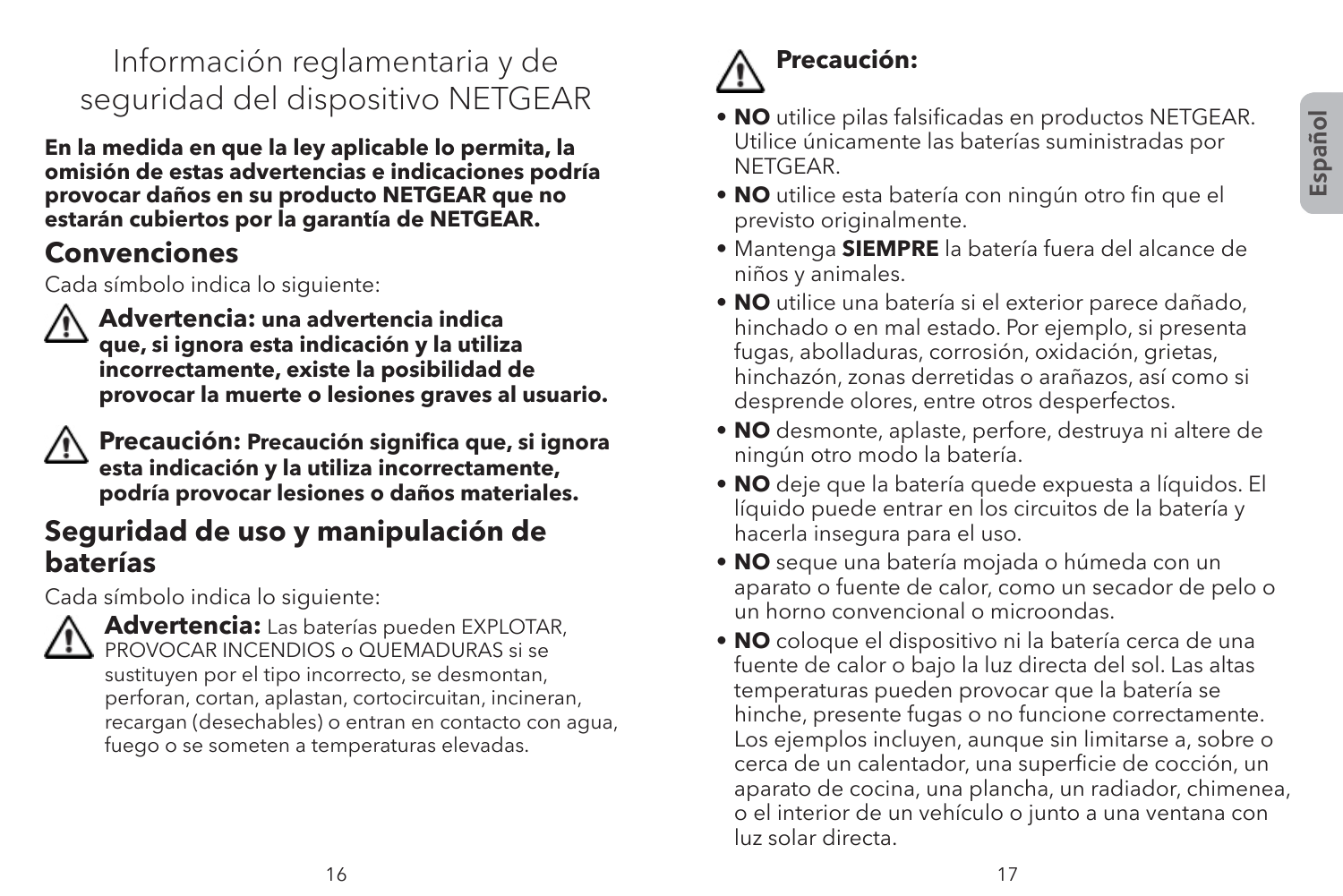# Información reglamentaria y de seguridad del dispositivo NETGEAR

**En la medida en que la ley aplicable lo permita, la omisión de estas advertencias e indicaciones podría provocar daños en su producto NETGEAR que no estarán cubiertos por la garantía de NETGEAR.**

## Convenciones

Cada símbolo indica lo siguiente:

⚠ **Advertencia: una advertencia indica que, si ignora esta indicación y la utiliza incorrectamente, existe la posibilidad de provocar la muerte o lesiones graves al usuario.**

⚠ **Precaución: Precaución significa que, si ignora esta indicación y la utiliza incorrectamente, podría provocar lesiones o daños materiales.**

## Seguridad de uso y manipulación de baterías

Cada símbolo indica lo siguiente:

⚠ **Advertencia:** Las baterías pueden EXPLOTAR, PROVOCAR INCENDIOS o QUEMADURAS si se sustituyen por el tipo incorrecto, se desmontan, perforan, cortan, aplastan, cortocircuitan, incineran, recargan (desechables) o entran en contacto con agua, fuego o se someten a temperaturas elevadas.

⚠ **Precaución:**

- **NO** utilice pilas falsificadas en productos NETGEAR. Utilice únicamente las baterías suministradas por NETGEAR.
- **NO** utilice esta batería con ningún otro fin que el previsto originalmente.
- Mantenga **SIEMPRE** la batería fuera del alcance de niños y animales.
- **NO** utilice una batería si el exterior parece dañado, hinchado o en mal estado. Por ejemplo, si presenta fugas, abolladuras, corrosión, oxidación, grietas, hinchazón, zonas derretidas o arañazos, así como si desprende olores, entre otros desperfectos.
- **NO** desmonte, aplaste, perfore, destruya ni altere de ningún otro modo la batería.
- **NO** deje que la batería quede expuesta a líquidos. El líquido puede entrar en los circuitos de la batería y hacerla insegura para el uso.
- **NO** seque una batería mojada o húmeda con un aparato o fuente de calor, como un secador de pelo o un horno convencional o microondas.
- **NO** coloque el dispositivo ni la batería cerca de una fuente de calor o bajo la luz directa del sol. Las altas temperaturas pueden provocar que la batería se hinche, presente fugas o no funcione correctamente. Los ejemplos incluyen, aunque sin limitarse a, sobre o cerca de un calentador, una superficie de cocción, un aparato de cocina, una plancha, un radiador, chimenea, o el interior de un vehículo o junto a una ventana con luz solar directa.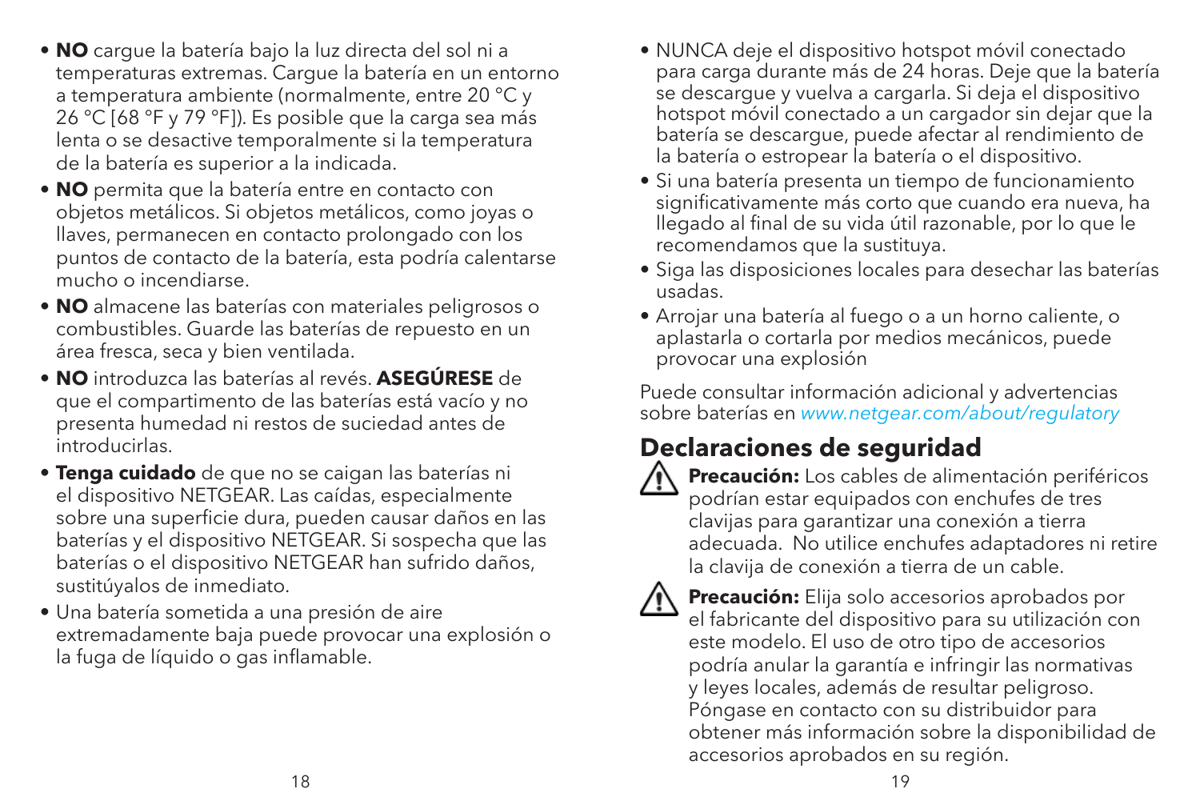- **NO** cargue la batería bajo la luz directa del sol ni a temperaturas extremas. Cargue la batería en un entorno a temperatura ambiente (normalmente, entre 20 °C y 26 °C [68 °F y 79 °F]). Es posible que la carga sea más lenta o se desactive temporalmente si la temperatura de la batería es superior a la indicada.
- **NO** permita que la batería entre en contacto con objetos metálicos. Si objetos metálicos, como joyas o llaves, permanecen en contacto prolongado con los puntos de contacto de la batería, esta podría calentarse mucho o incendiarse.
- **NO** almacene las baterías con materiales peligrosos o combustibles. Guarde las baterías de repuesto en un área fresca, seca y bien ventilada.
- **NO** introduzca las baterías al revés. **ASEGÚRESE** de que el compartimento de las baterías está vacío y no presenta humedad ni restos de suciedad antes de introducirlas.
- **Tenga cuidado** de que no se caigan las baterías ni el dispositivo NETGEAR. Las caídas, especialmente sobre una superficie dura, pueden causar daños en las baterías y el dispositivo NETGEAR. Si sospecha que las baterías o el dispositivo NETGEAR han sufrido daños, sustitúyalos de inmediato.
- Una batería sometida a una presión de aire extremadamente baja puede provocar una explosión o la fuga de líquido o gas inflamable.
- NUNCA deje el dispositivo hotspot móvil conectado para carga durante más de 24 horas. Deje que la batería se descargue y vuelva a cargarla. Si deja el dispositivo hotspot móvil conectado a un cargador sin dejar que la batería se descargue, puede afectar al rendimiento de la batería o estropear la batería o el dispositivo.
- Si una batería presenta un tiempo de funcionamiento significativamente más corto que cuando era nueva, ha llegado al final de su vida útil razonable, por lo que le recomendamos que la sustituya.
- Siga las disposiciones locales para desechar las baterías usadas.
- Arrojar una batería al fuego o a un horno caliente, o aplastarla o cortarla por medios mecánicos, puede provocar una explosión

Puede consultar información adicional y advertencias sobre baterías en *www.netgear.com/about/regulatory*

## Declaraciones de seguridad

⚠ **Precaución:** Los cables de alimentación periféricos podrían estar equipados con enchufes de tres clavijas para garantizar una conexión a tierra adecuada. No utilice enchufes adaptadores ni retire la clavija de conexión a tierra de un cable.

⚠ **Precaución:** Elija solo accesorios aprobados por el fabricante del dispositivo para su utilización con este modelo. El uso de otro tipo de accesorios podría anular la garantía e infringir las normativas y leyes locales, además de resultar peligroso. Póngase en contacto con su distribuidor para obtener más información sobre la disponibilidad de accesorios aprobados en su región.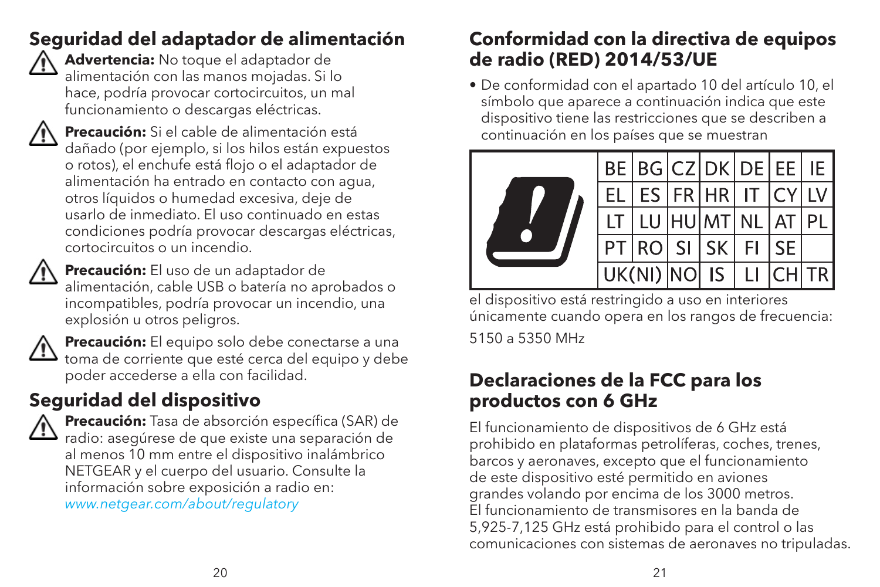## Seguridad del adaptador de alimentación

**Advertencia:** No toque el adaptador de alimentación con las manos mojadas. Si lo hace, podría provocar cortocircuitos, un mal funcionamiento o descargas eléctricas.

**Precaución:** Si el cable de alimentación está dañado (por ejemplo, si los hilos están expuestos o rotos), el enchufe está flojo o el adaptador de alimentación ha entrado en contacto con agua, otros líquidos o humedad excesiva, deje de usarlo de inmediato. El uso continuado en estas condiciones podría provocar descargas eléctricas, cortocircuitos o un incendio.

**Precaución:** El uso de un adaptador de alimentación, cable USB o batería no aprobados o incompatibles, podría provocar un incendio, una explosión u otros peligros.

**Precaución:** El equipo solo debe conectarse a una toma de corriente que esté cerca del equipo y debe poder accederse a ella con facilidad.

## Seguridad del dispositivo

**Precaución:** Tasa de absorción específica (SAR) de radio: asegúrese de que existe una separación de al menos 10 mm entre el dispositivo inalámbrico NETGEAR y el cuerpo del usuario. Consulte la información sobre exposición a radio en: *www.netgear.com/about/regulatory*

## Conformidad con la directiva de equipos de radio (RED) 2014/53/UE

- De conformidad con el apartado 10 del artículo 10, el símbolo que aparece a continuación indica que este dispositivo tiene las restricciones que se describen a continuación en los países que se muestran

| BE | BG | CZ | DK | DE | EE | IE |
|---|---|---|---|---|---|---|
| EL | ES | FR | HR | IT | CY | LV |
| LT | LU | HU | MT | NL | AT | PL |
| PT | RO | SI | SK | FI | SE | |
| UK(NI) | NO | IS | LI | CH | TR | |

el dispositivo está restringido a uso en interiores únicamente cuando opera en los rangos de frecuencia:

5150 a 5350 MHz

## Declaraciones de la FCC para los productos con 6 GHz

El funcionamiento de dispositivos de 6 GHz está prohibido en plataformas petrolíferas, coches, trenes, barcos y aeronaves, excepto que el funcionamiento de este dispositivo esté permitido en aviones grandes volando por encima de los 3000 metros. El funcionamiento de transmisores en la banda de 5,925-7,125 GHz está prohibido para el control o las comunicaciones con sistemas de aeronaves no tripuladas.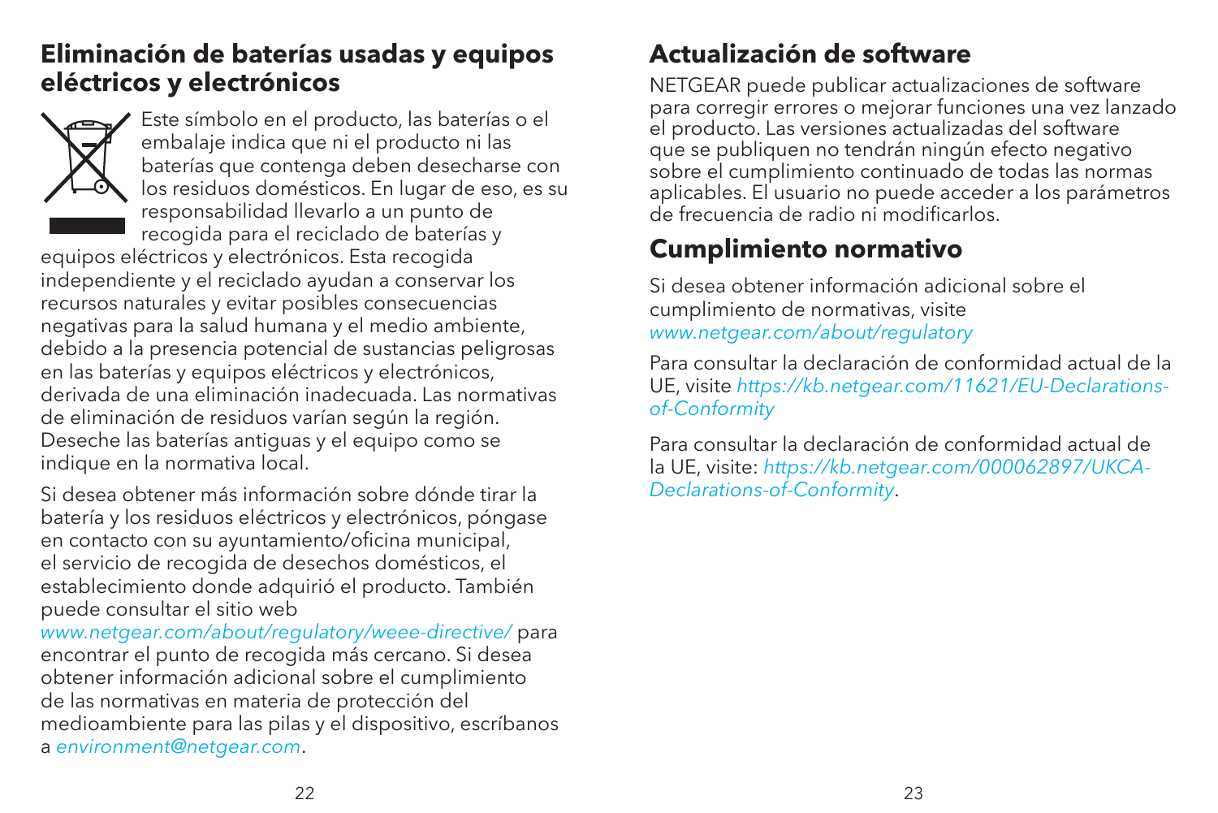## Eliminación de baterías usadas y equipos eléctricos y electrónicos

Este símbolo en el producto, las baterías o el embalaje indica que ni el producto ni las baterías que contenga deben desecharse con los residuos domésticos. En lugar de eso, es su responsabilidad llevarlo a un punto de recogida para el reciclado de baterías y equipos eléctricos y electrónicos. Esta recogida independiente y el reciclado ayudan a conservar los recursos naturales y evitar posibles consecuencias negativas para la salud humana y el medio ambiente, debido a la presencia potencial de sustancias peligrosas en las baterías y equipos eléctricos y electrónicos, derivada de una eliminación inadecuada. Las normativas de eliminación de residuos varían según la región. Deseche las baterías antiguas y el equipo como se indique en la normativa local.

Si desea obtener más información sobre dónde tirar la batería y los residuos eléctricos y electrónicos, póngase en contacto con su ayuntamiento/oficina municipal, el servicio de recogida de desechos domésticos, el establecimiento donde adquirió el producto. También puede consultar el sitio web *www.netgear.com/about/regulatory/weee-directive/* para encontrar el punto de recogida más cercano. Si desea obtener información adicional sobre el cumplimiento de las normativas en materia de protección del medioambiente para las pilas y el dispositivo, escríbanos a *environment@netgear.com*.

## Actualización de software

NETGEAR puede publicar actualizaciones de software para corregir errores o mejorar funciones una vez lanzado el producto. Las versiones actualizadas del software que se publiquen no tendrán ningún efecto negativo sobre el cumplimiento continuado de todas las normas aplicables. El usuario no puede acceder a los parámetros de frecuencia de radio ni modificarlos.

## Cumplimiento normativo

Si desea obtener información adicional sobre el cumplimiento de normativas, visite *www.netgear.com/about/regulatory*

Para consultar la declaración de conformidad actual de la UE, visite *https://kb.netgear.com/11621/EU-Declarations-of-Conformity*

Para consultar la declaración de conformidad actual de la UE, visite: *https://kb.netgear.com/000062897/UKCA-Declarations-of-Conformity*.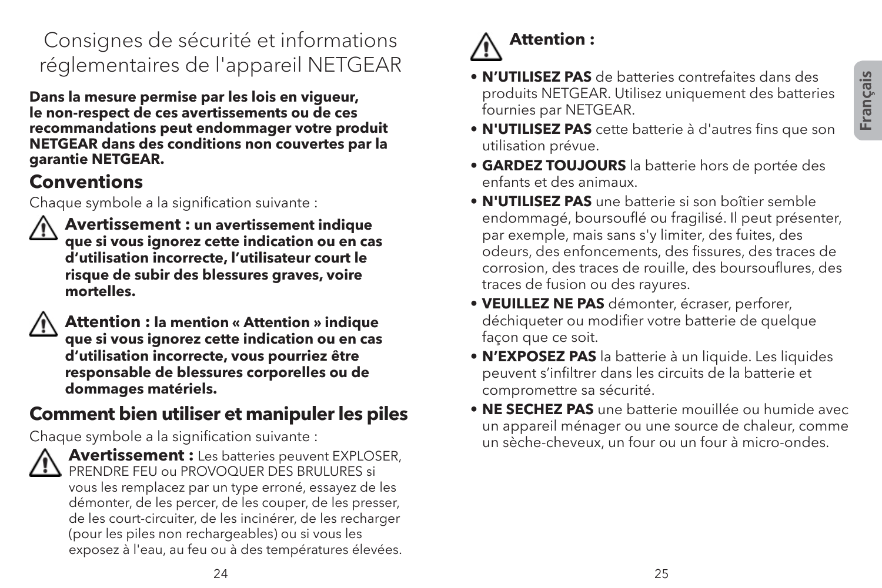# Consignes de sécurité et informations réglementaires de l'appareil NETGEAR

**Dans la mesure permise par les lois en vigueur, le non-respect de ces avertissements ou de ces recommandations peut endommager votre produit NETGEAR dans des conditions non couvertes par la garantie NETGEAR.**

## Conventions

Chaque symbole a la signification suivante :

⚠ **Avertissement : un avertissement indique que si vous ignorez cette indication ou en cas d'utilisation incorrecte, l'utilisateur court le risque de subir des blessures graves, voire mortelles.**

⚠ **Attention : la mention « Attention » indique que si vous ignorez cette indication ou en cas d'utilisation incorrecte, vous pourriez être responsable de blessures corporelles ou de dommages matériels.**

## Comment bien utiliser et manipuler les piles

Chaque symbole a la signification suivante :

⚠ **Avertissement :** Les batteries peuvent EXPLOSER, PRENDRE FEU ou PROVOQUER DES BRULURES si vous les remplacez par un type erroné, essayez de les démonter, de les percer, de les couper, de les presser, de les court-circuiter, de les incinérer, de les recharger (pour les piles non rechargeables) ou si vous les exposez à l'eau, au feu ou à des températures élevées.

⚠ **Attention :**

- **N'UTILISEZ PAS** de batteries contrefaites dans des produits NETGEAR. Utilisez uniquement des batteries fournies par NETGEAR.
- **N'UTILISEZ PAS** cette batterie à d'autres fins que son utilisation prévue.
- **GARDEZ TOUJOURS** la batterie hors de portée des enfants et des animaux.
- **N'UTILISEZ PAS** une batterie si son boîtier semble endommagé, boursouflé ou fragilisé. Il peut présenter, par exemple, mais sans s'y limiter, des fuites, des odeurs, des enfoncements, des fissures, des traces de corrosion, des traces de rouille, des boursouflures, des traces de fusion ou des rayures.
- **VEUILLEZ NE PAS** démonter, écraser, perforer, déchiqueter ou modifier votre batterie de quelque façon que ce soit.
- **N'EXPOSEZ PAS** la batterie à un liquide. Les liquides peuvent s'infiltrer dans les circuits de la batterie et compromettre sa sécurité.
- **NE SECHEZ PAS** une batterie mouillée ou humide avec un appareil ménager ou une source de chaleur, comme un sèche-cheveux, un four ou un four à micro-ondes.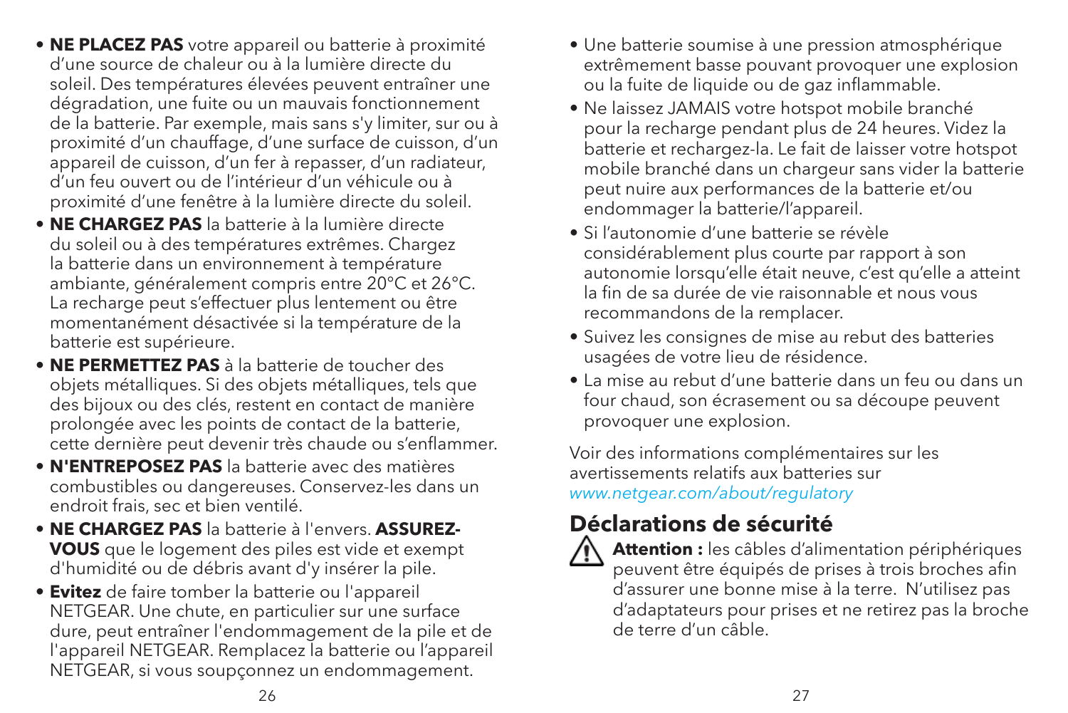- **NE PLACEZ PAS** votre appareil ou batterie à proximité d'une source de chaleur ou à la lumière directe du soleil. Des températures élevées peuvent entraîner une dégradation, une fuite ou un mauvais fonctionnement de la batterie. Par exemple, mais sans s'y limiter, sur ou à proximité d'un chauffage, d'une surface de cuisson, d'un appareil de cuisson, d'un fer à repasser, d'un radiateur, d'un feu ouvert ou de l'intérieur d'un véhicule ou à proximité d'une fenêtre à la lumière directe du soleil.
- **NE CHARGEZ PAS** la batterie à la lumière directe du soleil ou à des températures extrêmes. Chargez la batterie dans un environnement à température ambiante, généralement compris entre 20°C et 26°C. La recharge peut s'effectuer plus lentement ou être momentanément désactivée si la température de la batterie est supérieure.
- **NE PERMETTEZ PAS** à la batterie de toucher des objets métalliques. Si des objets métalliques, tels que des bijoux ou des clés, restent en contact de manière prolongée avec les points de contact de la batterie, cette dernière peut devenir très chaude ou s'enflammer.
- **N'ENTREPOSEZ PAS** la batterie avec des matières combustibles ou dangereuses. Conservez-les dans un endroit frais, sec et bien ventilé.
- **NE CHARGEZ PAS** la batterie à l'envers. **ASSUREZ-VOUS** que le logement des piles est vide et exempt d'humidité ou de débris avant d'y insérer la pile.
- **Evitez** de faire tomber la batterie ou l'appareil NETGEAR. Une chute, en particulier sur une surface dure, peut entraîner l'endommagement de la pile et de l'appareil NETGEAR. Remplacez la batterie ou l'appareil NETGEAR, si vous soupçonnez un endommagement.
- Une batterie soumise à une pression atmosphérique extrêmement basse pouvant provoquer une explosion ou la fuite de liquide ou de gaz inflammable.
- Ne laissez JAMAIS votre hotspot mobile branché pour la recharge pendant plus de 24 heures. Videz la batterie et rechargez-la. Le fait de laisser votre hotspot mobile branché dans un chargeur sans vider la batterie peut nuire aux performances de la batterie et/ou endommager la batterie/l'appareil.
- Si l'autonomie d'une batterie se révèle considérablement plus courte par rapport à son autonomie lorsqu'elle était neuve, c'est qu'elle a atteint la fin de sa durée de vie raisonnable et nous vous recommandons de la remplacer.
- Suivez les consignes de mise au rebut des batteries usagées de votre lieu de résidence.
- La mise au rebut d'une batterie dans un feu ou dans un four chaud, son écrasement ou sa découpe peuvent provoquer une explosion.

Voir des informations complémentaires sur les avertissements relatifs aux batteries sur *www.netgear.com/about/regulatory*

## Déclarations de sécurité

⚠ **Attention :** les câbles d'alimentation périphériques peuvent être équipés de prises à trois broches afin d'assurer une bonne mise à la terre. N'utilisez pas d'adaptateurs pour prises et ne retirez pas la broche de terre d'un câble.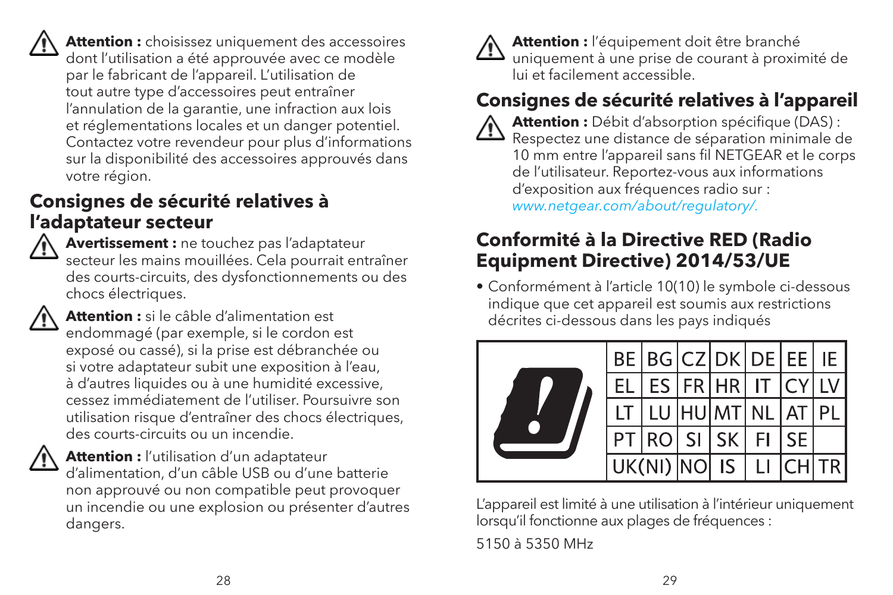**Attention :** choisissez uniquement des accessoires dont l'utilisation a été approuvée avec ce modèle par le fabricant de l'appareil. L'utilisation de tout autre type d'accessoires peut entraîner l'annulation de la garantie, une infraction aux lois et réglementations locales et un danger potentiel. Contactez votre revendeur pour plus d'informations sur la disponibilité des accessoires approuvés dans votre région.

## Consignes de sécurité relatives à l'adaptateur secteur

**Avertissement :** ne touchez pas l'adaptateur secteur les mains mouillées. Cela pourrait entraîner des courts-circuits, des dysfonctionnements ou des chocs électriques.

**Attention :** si le câble d'alimentation est endommagé (par exemple, si le cordon est exposé ou cassé), si la prise est débranchée ou si votre adaptateur subit une exposition à l'eau, à d'autres liquides ou à une humidité excessive, cessez immédiatement de l'utiliser. Poursuivre son utilisation risque d'entraîner des chocs électriques, des courts-circuits ou un incendie.

**Attention :** l'utilisation d'un adaptateur d'alimentation, d'un câble USB ou d'une batterie non approuvé ou non compatible peut provoquer un incendie ou une explosion ou présenter d'autres dangers.

**Attention :** l'équipement doit être branché uniquement à une prise de courant à proximité de lui et facilement accessible.

## Consignes de sécurité relatives à l'appareil

**Attention :** Débit d'absorption spécifique (DAS) : Respectez une distance de séparation minimale de 10 mm entre l'appareil sans fil NETGEAR et le corps de l'utilisateur. Reportez-vous aux informations d'exposition aux fréquences radio sur : *www.netgear.com/about/regulatory/*.

## Conformité à la Directive RED (Radio Equipment Directive) 2014/53/UE

- Conformément à l'article 10(10) le symbole ci-dessous indique que cet appareil est soumis aux restrictions décrites ci-dessous dans les pays indiqués

| BE | BG | CZ | DK | DE | EE | IE |
|---|---|---|---|---|---|---|
| EL | ES | FR | HR | IT | CY | LV |
| LT | LU | HU | MT | NL | AT | PL |
| PT | RO | SI | SK | FI | SE | |
| UK(NI) | | NO | IS | LI | CH | TR |

L'appareil est limité à une utilisation à l'intérieur uniquement lorsqu'il fonctionne aux plages de fréquences :

5150 à 5350 MHz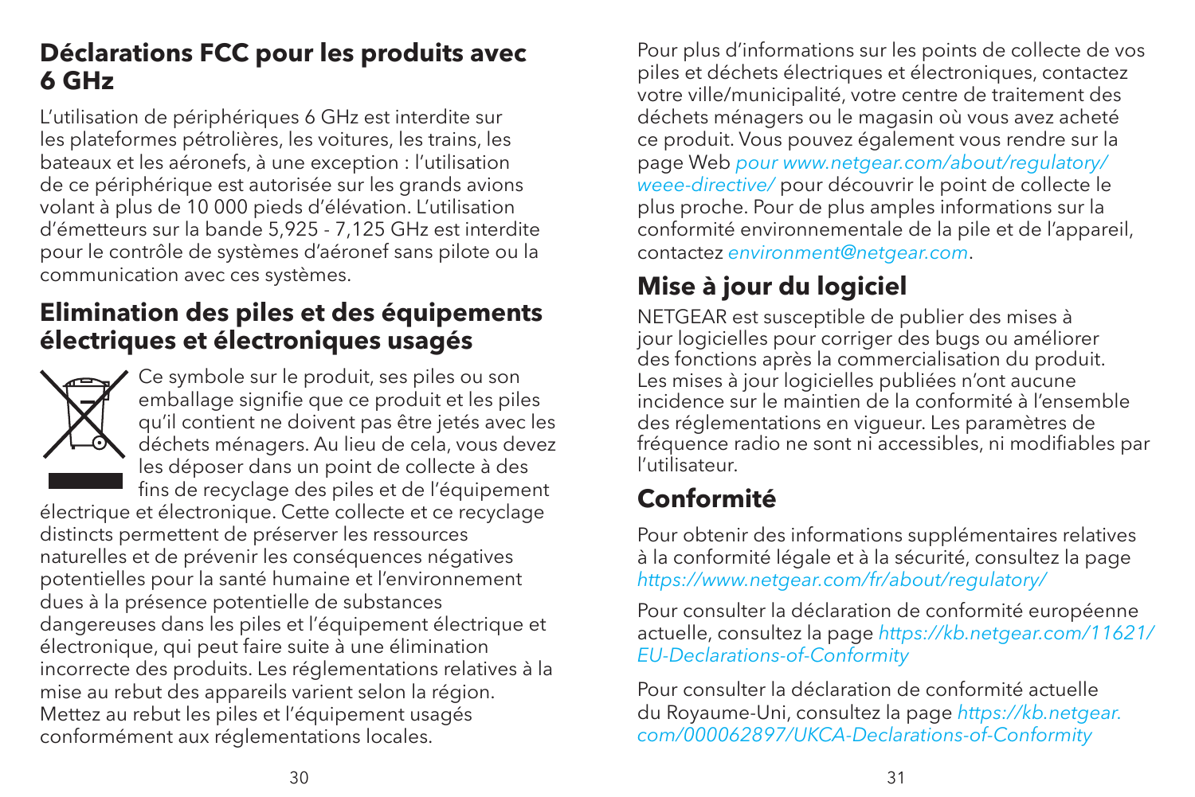## Déclarations FCC pour les produits avec 6 GHz

L'utilisation de périphériques 6 GHz est interdite sur les plateformes pétrolières, les voitures, les trains, les bateaux et les aéronefs, à une exception : l'utilisation de ce périphérique est autorisée sur les grands avions volant à plus de 10 000 pieds d'élévation. L'utilisation d'émetteurs sur la bande 5,925 - 7,125 GHz est interdite pour le contrôle de systèmes d'aéronef sans pilote ou la communication avec ces systèmes.

## Elimination des piles et des équipements électriques et électroniques usagés

Ce symbole sur le produit, ses piles ou son emballage signifie que ce produit et les piles qu'il contient ne doivent pas être jetés avec les déchets ménagers. Au lieu de cela, vous devez les déposer dans un point de collecte à des fins de recyclage des piles et de l'équipement électrique et électronique. Cette collecte et ce recyclage distincts permettent de préserver les ressources naturelles et de prévenir les conséquences négatives potentielles pour la santé humaine et l'environnement dues à la présence potentielle de substances dangereuses dans les piles et l'équipement électrique et électronique, qui peut faire suite à une élimination incorrecte des produits. Les réglementations relatives à la mise au rebut des appareils varient selon la région. Mettez au rebut les piles et l'équipement usagés conformément aux réglementations locales.

Pour plus d'informations sur les points de collecte de vos piles et déchets électriques et électroniques, contactez votre ville/municipalité, votre centre de traitement des déchets ménagers ou le magasin où vous avez acheté ce produit. Vous pouvez également vous rendre sur la page Web *pour www.netgear.com/about/regulatory/weee-directive/* pour découvrir le point de collecte le plus proche. Pour de plus amples informations sur la conformité environnementale de la pile et de l'appareil, contactez *environment@netgear.com*.

## Mise à jour du logiciel

NETGEAR est susceptible de publier des mises à jour logicielles pour corriger des bugs ou améliorer des fonctions après la commercialisation du produit. Les mises à jour logicielles publiées n'ont aucune incidence sur le maintien de la conformité à l'ensemble des réglementations en vigueur. Les paramètres de fréquence radio ne sont ni accessibles, ni modifiables par l'utilisateur.

## Conformité

Pour obtenir des informations supplémentaires relatives à la conformité légale et à la sécurité, consultez la page *https://www.netgear.com/fr/about/regulatory/*

Pour consulter la déclaration de conformité européenne actuelle, consultez la page *https://kb.netgear.com/11621/EU-Declarations-of-Conformity*

Pour consulter la déclaration de conformité actuelle du Royaume-Uni, consultez la page *https://kb.netgear.com/000062897/UKCA-Declarations-of-Conformity*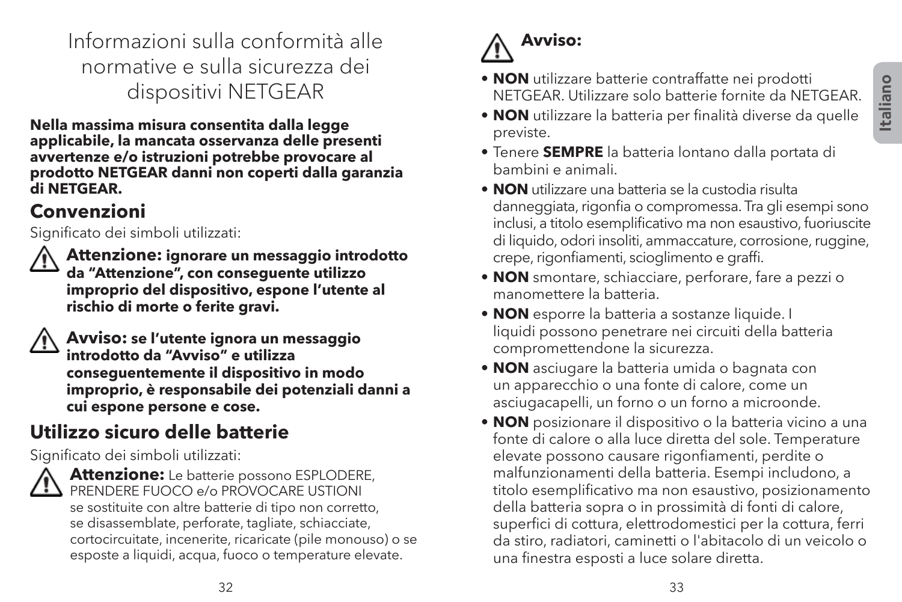# Informazioni sulla conformità alle normative e sulla sicurezza dei dispositivi NETGEAR

**Nella massima misura consentita dalla legge applicabile, la mancata osservanza delle presenti avvertenze e/o istruzioni potrebbe provocare al prodotto NETGEAR danni non coperti dalla garanzia di NETGEAR.**

## Convenzioni

Significato dei simboli utilizzati:

⚠ **Attenzione: ignorare un messaggio introdotto da "Attenzione", con conseguente utilizzo improprio del dispositivo, espone l'utente al rischio di morte o ferite gravi.**

⚠ **Avviso: se l'utente ignora un messaggio introdotto da "Avviso" e utilizza conseguentemente il dispositivo in modo improprio, è responsabile dei potenziali danni a cui espone persone e cose.**

## Utilizzo sicuro delle batterie

Significato dei simboli utilizzati:

⚠ **Attenzione:** Le batterie possono ESPLODERE, PRENDERE FUOCO e/o PROVOCARE USTIONI se sostituite con altre batterie di tipo non corretto, se disassemblate, perforate, tagliate, schiacciate, cortocircuitate, incenerite, ricaricate (pile monouso) o se esposte a liquidi, acqua, fuoco o temperature elevate.

⚠ **Avviso:**

- **NON** utilizzare batterie contraffatte nei prodotti NETGEAR. Utilizzare solo batterie fornite da NETGEAR.
- **NON** utilizzare la batteria per finalità diverse da quelle previste.
- Tenere **SEMPRE** la batteria lontano dalla portata di bambini e animali.
- **NON** utilizzare una batteria se la custodia risulta danneggiata, rigonfia o compromessa. Tra gli esempi sono inclusi, a titolo esemplificativo ma non esaustivo, fuoriuscite di liquido, odori insoliti, ammaccature, corrosione, ruggine, crepe, rigonfiamenti, scioglimento e graffi.
- **NON** smontare, schiacciare, perforare, fare a pezzi o manomettere la batteria.
- **NON** esporre la batteria a sostanze liquide. I liquidi possono penetrare nei circuiti della batteria compromettendone la sicurezza.
- **NON** asciugare la batteria umida o bagnata con un apparecchio o una fonte di calore, come un asciugacapelli, un forno o un forno a microonde.
- **NON** posizionare il dispositivo o la batteria vicino a una fonte di calore o alla luce diretta del sole. Temperature elevate possono causare rigonfiamenti, perdite o malfunzionamenti della batteria. Esempi includono, a titolo esemplificativo ma non esaustivo, posizionamento della batteria sopra o in prossimità di fonti di calore, superfici di cottura, elettrodomestici per la cottura, ferri da stiro, radiatori, caminetti o l'abitacolo di un veicolo o una finestra esposti a luce solare diretta.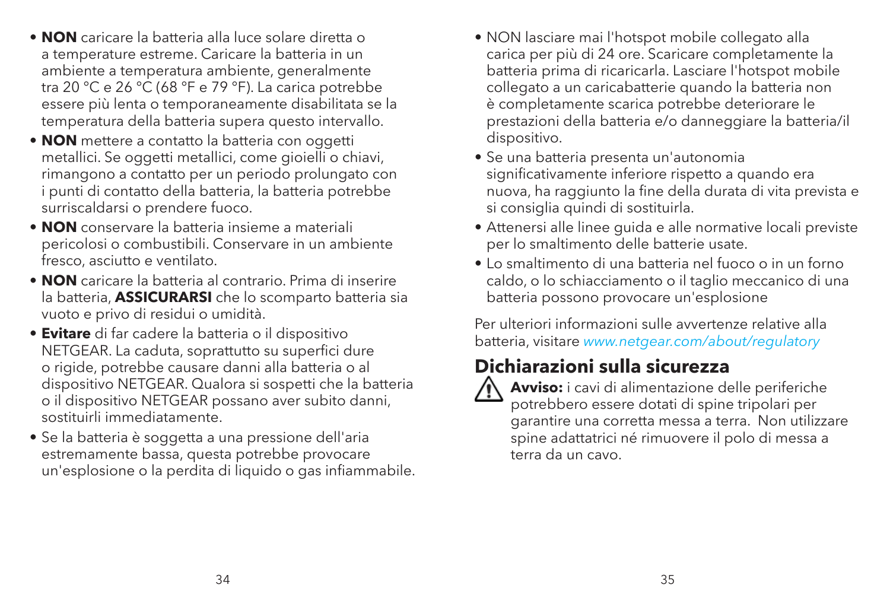- **NON** caricare la batteria alla luce solare diretta o a temperature estreme. Caricare la batteria in un ambiente a temperatura ambiente, generalmente tra 20 °C e 26 °C (68 °F e 79 °F). La carica potrebbe essere più lenta o temporaneamente disabilitata se la temperatura della batteria supera questo intervallo.
- **NON** mettere a contatto la batteria con oggetti metallici. Se oggetti metallici, come gioielli o chiavi, rimangono a contatto per un periodo prolungato con i punti di contatto della batteria, la batteria potrebbe surriscaldarsi o prendere fuoco.
- **NON** conservare la batteria insieme a materiali pericolosi o combustibili. Conservare in un ambiente fresco, asciutto e ventilato.
- **NON** caricare la batteria al contrario. Prima di inserire la batteria, **ASSICURARSI** che lo scomparto batteria sia vuoto e privo di residui o umidità.
- **Evitare** di far cadere la batteria o il dispositivo NETGEAR. La caduta, soprattutto su superfici dure o rigide, potrebbe causare danni alla batteria o al dispositivo NETGEAR. Qualora si sospetti che la batteria o il dispositivo NETGEAR possano aver subito danni, sostituirli immediatamente.
- Se la batteria è soggetta a una pressione dell'aria estremamente bassa, questa potrebbe provocare un'esplosione o la perdita di liquido o gas infiammabile.
- NON lasciare mai l'hotspot mobile collegato alla carica per più di 24 ore. Scaricare completamente la batteria prima di ricaricarla. Lasciare l'hotspot mobile collegato a un caricabatterie quando la batteria non è completamente scarica potrebbe deteriorare le prestazioni della batteria e/o danneggiare la batteria/il dispositivo.
- Se una batteria presenta un'autonomia significativamente inferiore rispetto a quando era nuova, ha raggiunto la fine della durata di vita prevista e si consiglia quindi di sostituirla.
- Attenersi alle linee guida e alle normative locali previste per lo smaltimento delle batterie usate.
- Lo smaltimento di una batteria nel fuoco o in un forno caldo, o lo schiacciamento o il taglio meccanico di una batteria possono provocare un'esplosione

Per ulteriori informazioni sulle avvertenze relative alla batteria, visitare *www.netgear.com/about/regulatory*

## Dichiarazioni sulla sicurezza

**Avviso:** i cavi di alimentazione delle periferiche potrebbero essere dotati di spine tripolari per garantire una corretta messa a terra. Non utilizzare spine adattatrici né rimuovere il polo di messa a terra da un cavo.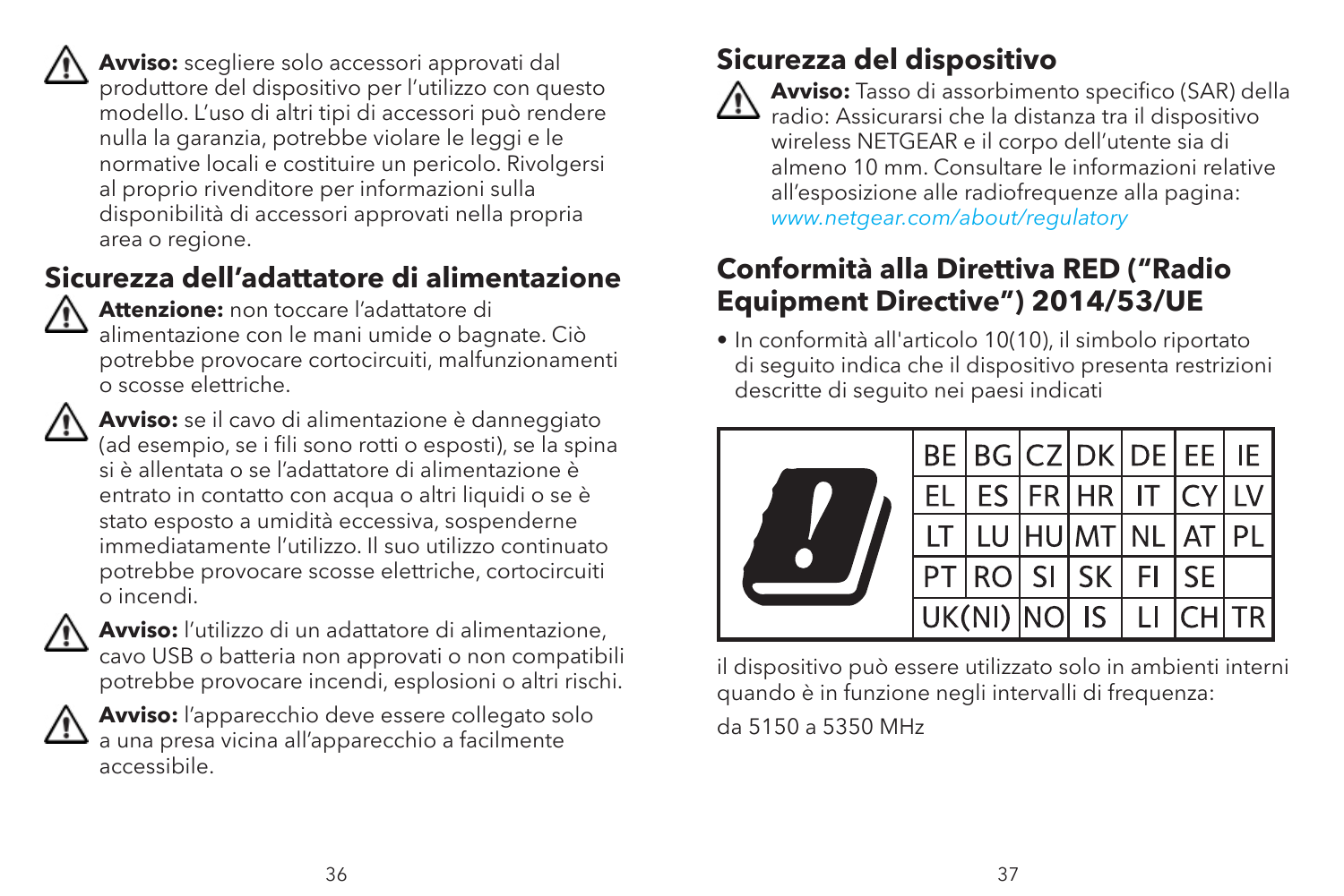**Avviso:** scegliere solo accessori approvati dal produttore del dispositivo per l'utilizzo con questo modello. L'uso di altri tipi di accessori può rendere nulla la garanzia, potrebbe violare le leggi e le normative locali e costituire un pericolo. Rivolgersi al proprio rivenditore per informazioni sulla disponibilità di accessori approvati nella propria area o regione.

## Sicurezza dell'adattatore di alimentazione

**Attenzione:** non toccare l'adattatore di alimentazione con le mani umide o bagnate. Ciò potrebbe provocare cortocircuiti, malfunzionamenti o scosse elettriche.

**Avviso:** se il cavo di alimentazione è danneggiato (ad esempio, se i fili sono rotti o esposti), se la spina si è allentata o se l'adattatore di alimentazione è entrato in contatto con acqua o altri liquidi o se è stato esposto a umidità eccessiva, sospenderne immediatamente l'utilizzo. Il suo utilizzo continuato potrebbe provocare scosse elettriche, cortocircuiti o incendi.

**Avviso:** l'utilizzo di un adattatore di alimentazione, cavo USB o batteria non approvati o non compatibili potrebbe provocare incendi, esplosioni o altri rischi.

**Avviso:** l'apparecchio deve essere collegato solo a una presa vicina all'apparecchio a facilmente accessibile.

## Sicurezza del dispositivo

**Avviso:** Tasso di assorbimento specifico (SAR) della radio: Assicurarsi che la distanza tra il dispositivo wireless NETGEAR e il corpo dell'utente sia di almeno 10 mm. Consultare le informazioni relative all'esposizione alle radiofrequenze alla pagina: *www.netgear.com/about/regulatory*

## Conformità alla Direttiva RED ("Radio Equipment Directive") 2014/53/UE

- In conformità all'articolo 10(10), il simbolo riportato di seguito indica che il dispositivo presenta restrizioni descritte di seguito nei paesi indicati

| BE | BG | CZ | DK | DE | EE | IE |
|---|---|---|---|---|---|---|
| EL | ES | FR | HR | IT | CY | LV |
| LT | LU | HU | MT | NL | AT | PL |
| PT | RO | SI | SK | FI | SE | |
| UK(NI) | NO | IS | LI | CH | TR | |

il dispositivo può essere utilizzato solo in ambienti interni quando è in funzione negli intervalli di frequenza:

da 5150 a 5350 MHz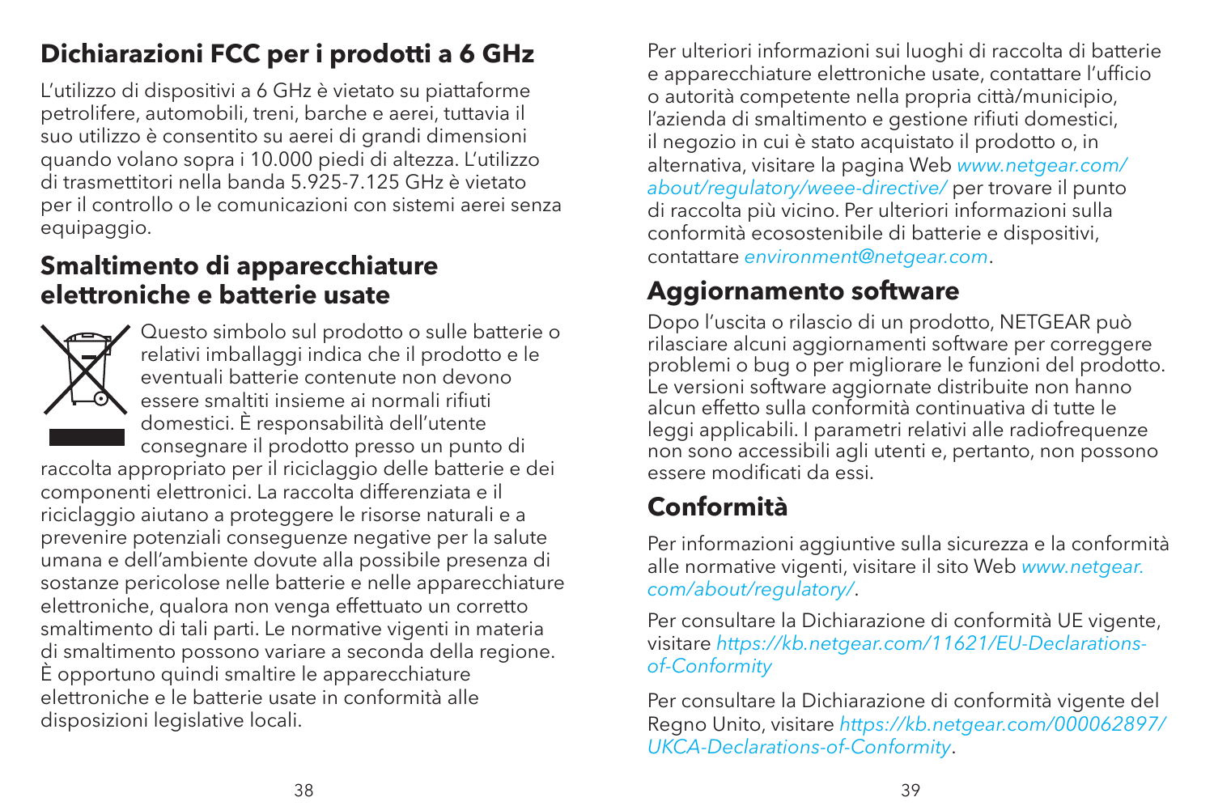## Dichiarazioni FCC per i prodotti a 6 GHz

L'utilizzo di dispositivi a 6 GHz è vietato su piattaforme petrolifere, automobili, treni, barche e aerei, tuttavia il suo utilizzo è consentito su aerei di grandi dimensioni quando volano sopra i 10.000 piedi di altezza. L'utilizzo di trasmettitori nella banda 5.925-7.125 GHz è vietato per il controllo o le comunicazioni con sistemi aerei senza equipaggio.

## Smaltimento di apparecchiature elettroniche e batterie usate

Questo simbolo sul prodotto o sulle batterie o relativi imballaggi indica che il prodotto e le eventuali batterie contenute non devono essere smaltiti insieme ai normali rifiuti domestici. È responsabilità dell'utente consegnare il prodotto presso un punto di raccolta appropriato per il riciclaggio delle batterie e dei componenti elettronici. La raccolta differenziata e il riciclaggio aiutano a proteggere le risorse naturali e a prevenire potenziali conseguenze negative per la salute umana e dell'ambiente dovute alla possibile presenza di sostanze pericolose nelle batterie e nelle apparecchiature elettroniche, qualora non venga effettuato un corretto smaltimento di tali parti. Le normative vigenti in materia di smaltimento possono variare a seconda della regione. È opportuno quindi smaltire le apparecchiature elettroniche e le batterie usate in conformità alle disposizioni legislative locali.

Per ulteriori informazioni sui luoghi di raccolta di batterie e apparecchiature elettroniche usate, contattare l'ufficio o autorità competente nella propria città/municipio, l'azienda di smaltimento e gestione rifiuti domestici, il negozio in cui è stato acquistato il prodotto o, in alternativa, visitare la pagina Web *www.netgear.com/about/regulatory/weee-directive/* per trovare il punto di raccolta più vicino. Per ulteriori informazioni sulla conformità ecosostenibile di batterie e dispositivi, contattare *environment@netgear.com*.

## Aggiornamento software

Dopo l'uscita o rilascio di un prodotto, NETGEAR può rilasciare alcuni aggiornamenti software per correggere problemi o bug o per migliorare le funzioni del prodotto. Le versioni software aggiornate distribuite non hanno alcun effetto sulla conformità continuativa di tutte le leggi applicabili. I parametri relativi alle radiofrequenze non sono accessibili agli utenti e, pertanto, non possono essere modificati da essi.

## Conformità

Per informazioni aggiuntive sulla sicurezza e la conformità alle normative vigenti, visitare il sito Web *www.netgear.com/about/regulatory/*.

Per consultare la Dichiarazione di conformità UE vigente, visitare *https://kb.netgear.com/11621/EU-Declarations-of-Conformity*

Per consultare la Dichiarazione di conformità vigente del Regno Unito, visitare *https://kb.netgear.com/000062897/UKCA-Declarations-of-Conformity*.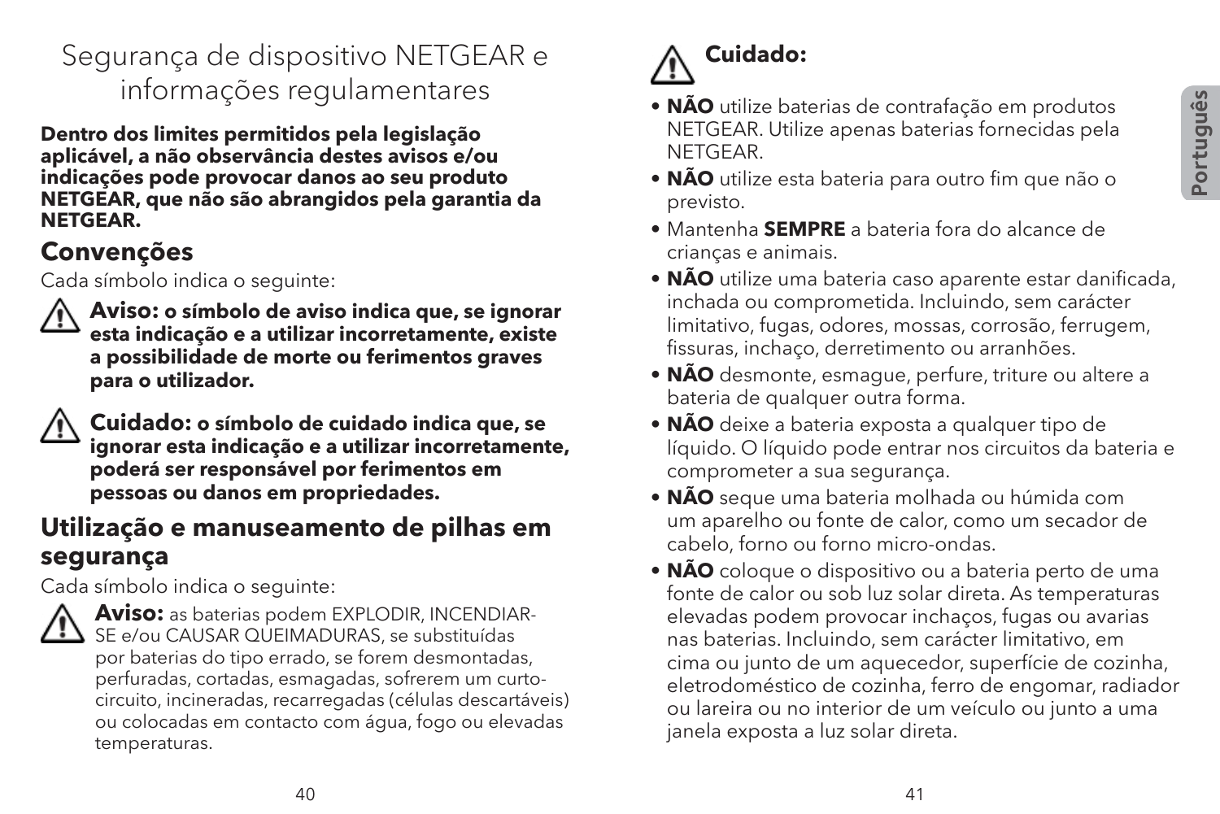# Segurança de dispositivo NETGEAR e informações regulamentares

**Dentro dos limites permitidos pela legislação aplicável, a não observância destes avisos e/ou indicações pode provocar danos ao seu produto NETGEAR, que não são abrangidos pela garantia da NETGEAR.**

## Convenções

Cada símbolo indica o seguinte:

⚠ **Aviso: o símbolo de aviso indica que, se ignorar esta indicação e a utilizar incorretamente, existe a possibilidade de morte ou ferimentos graves para o utilizador.**

⚠ **Cuidado: o símbolo de cuidado indica que, se ignorar esta indicação e a utilizar incorretamente, poderá ser responsável por ferimentos em pessoas ou danos em propriedades.**

## Utilização e manuseamento de pilhas em segurança

Cada símbolo indica o seguinte:

⚠ **Aviso:** as baterias podem EXPLODIR, INCENDIAR-SE e/ou CAUSAR QUEIMADURAS, se substituídas por baterias do tipo errado, se forem desmontadas, perfuradas, cortadas, esmagadas, sofrerem um curto-circuito, incineradas, recarregadas (células descartáveis) ou colocadas em contacto com água, fogo ou elevadas temperaturas.

⚠ **Cuidado:**

- **NÃO** utilize baterias de contrafação em produtos NETGEAR. Utilize apenas baterias fornecidas pela NETGEAR.
- **NÃO** utilize esta bateria para outro fim que não o previsto.
- Mantenha **SEMPRE** a bateria fora do alcance de crianças e animais.
- **NÃO** utilize uma bateria caso aparente estar danificada, inchada ou comprometida. Incluindo, sem carácter limitativo, fugas, odores, mossas, corrosão, ferrugem, fissuras, inchaço, derretimento ou arranhões.
- **NÃO** desmonte, esmague, perfure, triture ou altere a bateria de qualquer outra forma.
- **NÃO** deixe a bateria exposta a qualquer tipo de líquido. O líquido pode entrar nos circuitos da bateria e comprometer a sua segurança.
- **NÃO** seque uma bateria molhada ou húmida com um aparelho ou fonte de calor, como um secador de cabelo, forno ou forno micro-ondas.
- **NÃO** coloque o dispositivo ou a bateria perto de uma fonte de calor ou sob luz solar direta. As temperaturas elevadas podem provocar inchaços, fugas ou avarias nas baterias. Incluindo, sem carácter limitativo, em cima ou junto de um aquecedor, superfície de cozinha, eletrodoméstico de cozinha, ferro de engomar, radiador ou lareira ou no interior de um veículo ou junto a uma janela exposta a luz solar direta.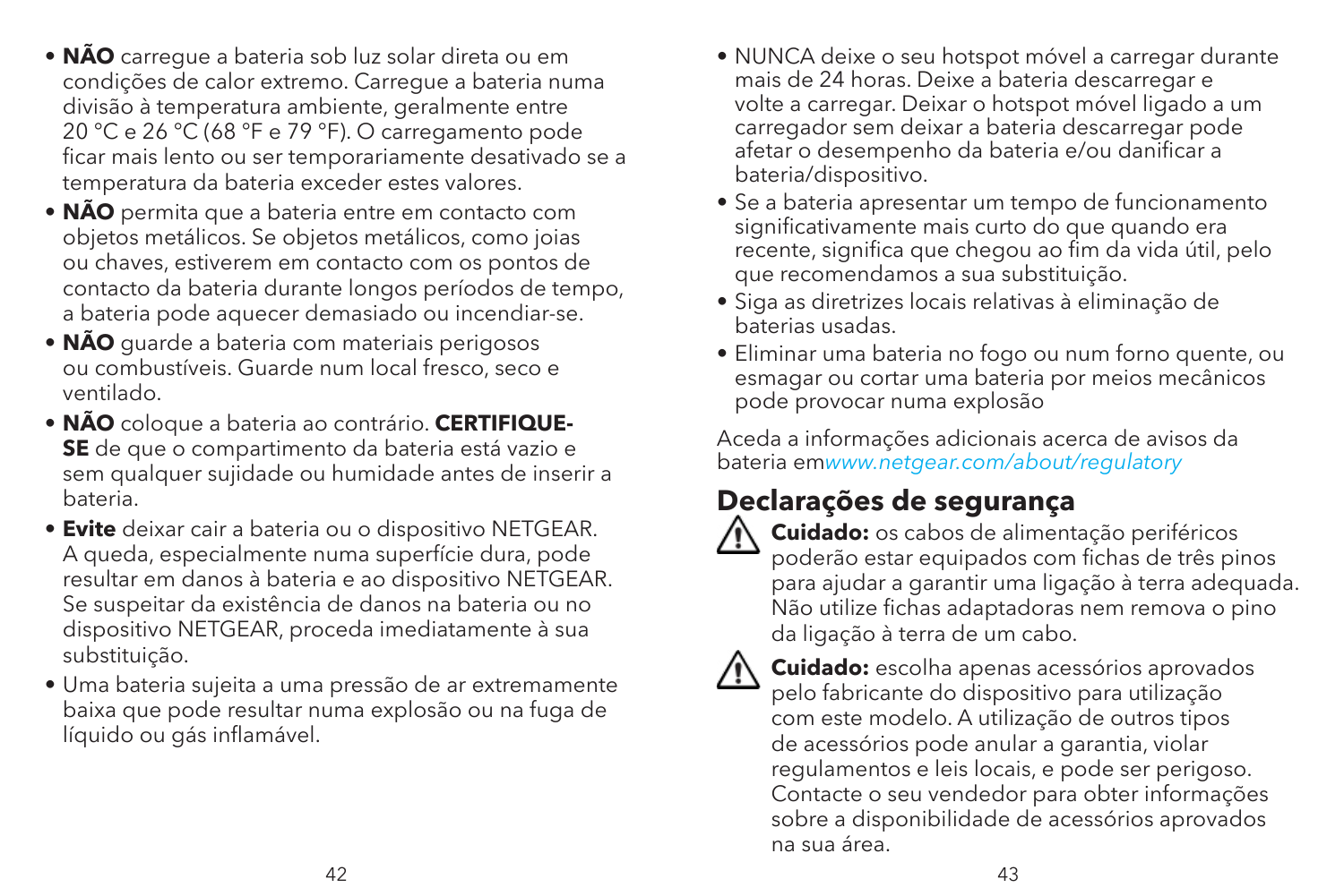- **NÃO** carregue a bateria sob luz solar direta ou em condições de calor extremo. Carregue a bateria numa divisão à temperatura ambiente, geralmente entre 20 °C e 26 °C (68 °F e 79 °F). O carregamento pode ficar mais lento ou ser temporariamente desativado se a temperatura da bateria exceder estes valores.
- **NÃO** permita que a bateria entre em contacto com objetos metálicos. Se objetos metálicos, como joias ou chaves, estiverem em contacto com os pontos de contacto da bateria durante longos períodos de tempo, a bateria pode aquecer demasiado ou incendiar-se.
- **NÃO** guarde a bateria com materiais perigosos ou combustíveis. Guarde num local fresco, seco e ventilado.
- **NÃO** coloque a bateria ao contrário. **CERTIFIQUE-SE** de que o compartimento da bateria está vazio e sem qualquer sujidade ou humidade antes de inserir a bateria.
- **Evite** deixar cair a bateria ou o dispositivo NETGEAR. A queda, especialmente numa superfície dura, pode resultar em danos à bateria e ao dispositivo NETGEAR. Se suspeitar da existência de danos na bateria ou no dispositivo NETGEAR, proceda imediatamente à sua substituição.
- Uma bateria sujeita a uma pressão de ar extremamente baixa que pode resultar numa explosão ou na fuga de líquido ou gás inflamável.
- NUNCA deixe o seu hotspot móvel a carregar durante mais de 24 horas. Deixe a bateria descarregar e volte a carregar. Deixar o hotspot móvel ligado a um carregador sem deixar a bateria descarregar pode afetar o desempenho da bateria e/ou danificar a bateria/dispositivo.
- Se a bateria apresentar um tempo de funcionamento significativamente mais curto do que quando era recente, significa que chegou ao fim da vida útil, pelo que recomendamos a sua substituição.
- Siga as diretrizes locais relativas à eliminação de baterias usadas.
- Eliminar uma bateria no fogo ou num forno quente, ou esmagar ou cortar uma bateria por meios mecânicos pode provocar numa explosão

Aceda a informações adicionais acerca de avisos da bateria em*www.netgear.com/about/regulatory*

## Declarações de segurança

**Cuidado:** os cabos de alimentação periféricos poderão estar equipados com fichas de três pinos para ajudar a garantir uma ligação à terra adequada. Não utilize fichas adaptadoras nem remova o pino da ligação à terra de um cabo.

**Cuidado:** escolha apenas acessórios aprovados pelo fabricante do dispositivo para utilização com este modelo. A utilização de outros tipos de acessórios pode anular a garantia, violar regulamentos e leis locais, e pode ser perigoso. Contacte o seu vendedor para obter informações sobre a disponibilidade de acessórios aprovados na sua área.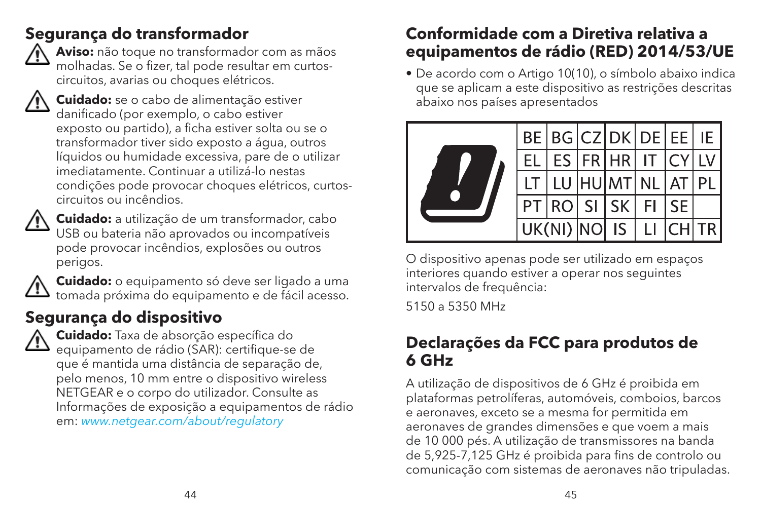## Segurança do transformador

**Aviso:** não toque no transformador com as mãos molhadas. Se o fizer, tal pode resultar em curtos-circuitos, avarias ou choques elétricos.

**Cuidado:** se o cabo de alimentação estiver danificado (por exemplo, o cabo estiver exposto ou partido), a ficha estiver solta ou se o transformador tiver sido exposto a água, outros líquidos ou humidade excessiva, pare de o utilizar imediatamente. Continuar a utilizá-lo nestas condições pode provocar choques elétricos, curtos-circuitos ou incêndios.

**Cuidado:** a utilização de um transformador, cabo USB ou bateria não aprovados ou incompatíveis pode provocar incêndios, explosões ou outros perigos.

**Cuidado:** o equipamento só deve ser ligado a uma tomada próxima do equipamento e de fácil acesso.

## Segurança do dispositivo

**Cuidado:** Taxa de absorção específica do equipamento de rádio (SAR): certifique-se de que é mantida uma distância de separação de, pelo menos, 10 mm entre o dispositivo wireless NETGEAR e o corpo do utilizador. Consulte as Informações de exposição a equipamentos de rádio em: *www.netgear.com/about/regulatory*

## Conformidade com a Diretiva relativa a equipamentos de rádio (RED) 2014/53/UE

- De acordo com o Artigo 10(10), o símbolo abaixo indica que se aplicam a este dispositivo as restrições descritas abaixo nos países apresentados

| BE | BG | CZ | DK | DE | EE | IE |
|---|---|---|---|---|---|---|
| EL | ES | FR | HR | IT | CY | LV |
| LT | LU | HU | MT | NL | AT | PL |
| PT | RO | SI | SK | FI | SE | |
| UK(NI) | | NO | IS | LI | CH | TR |

O dispositivo apenas pode ser utilizado em espaços interiores quando estiver a operar nos seguintes intervalos de frequência:

5150 a 5350 MHz

## Declarações da FCC para produtos de 6 GHz

A utilização de dispositivos de 6 GHz é proibida em plataformas petrolíferas, automóveis, comboios, barcos e aeronaves, exceto se a mesma for permitida em aeronaves de grandes dimensões e que voem a mais de 10 000 pés. A utilização de transmissores na banda de 5,925-7,125 GHz é proibida para fins de controlo ou comunicação com sistemas de aeronaves não tripuladas.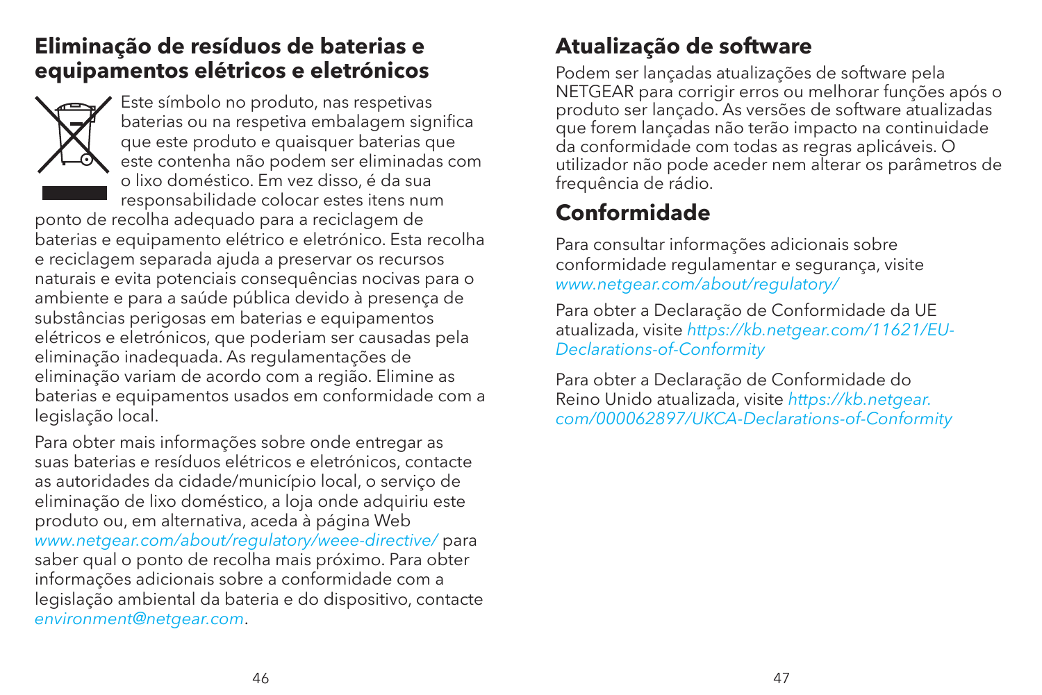## Eliminação de resíduos de baterias e equipamentos elétricos e eletrónicos

Este símbolo no produto, nas respetivas baterias ou na respetiva embalagem significa que este produto e quaisquer baterias que este contenha não podem ser eliminadas com o lixo doméstico. Em vez disso, é da sua responsabilidade colocar estes itens num ponto de recolha adequado para a reciclagem de baterias e equipamento elétrico e eletrónico. Esta recolha e reciclagem separada ajuda a preservar os recursos naturais e evita potenciais consequências nocivas para o ambiente e para a saúde pública devido à presença de substâncias perigosas em baterias e equipamentos elétricos e eletrónicos, que poderiam ser causadas pela eliminação inadequada. As regulamentações de eliminação variam de acordo com a região. Elimine as baterias e equipamentos usados em conformidade com a legislação local.

Para obter mais informações sobre onde entregar as suas baterias e resíduos elétricos e eletrónicos, contacte as autoridades da cidade/município local, o serviço de eliminação de lixo doméstico, a loja onde adquiriu este produto ou, em alternativa, aceda à página Web *www.netgear.com/about/regulatory/weee-directive/* para saber qual o ponto de recolha mais próximo. Para obter informações adicionais sobre a conformidade com a legislação ambiental da bateria e do dispositivo, contacte *environment@netgear.com*.

## Atualização de software

Podem ser lançadas atualizações de software pela NETGEAR para corrigir erros ou melhorar funções após o produto ser lançado. As versões de software atualizadas que forem lançadas não terão impacto na continuidade da conformidade com todas as regras aplicáveis. O utilizador não pode aceder nem alterar os parâmetros de frequência de rádio.

## Conformidade

Para consultar informações adicionais sobre conformidade regulamentar e segurança, visite *www.netgear.com/about/regulatory/*

Para obter a Declaração de Conformidade da UE atualizada, visite *https://kb.netgear.com/11621/EU-Declarations-of-Conformity*

Para obter a Declaração de Conformidade do Reino Unido atualizada, visite *https://kb.netgear.com/000062897/UKCA-Declarations-of-Conformity*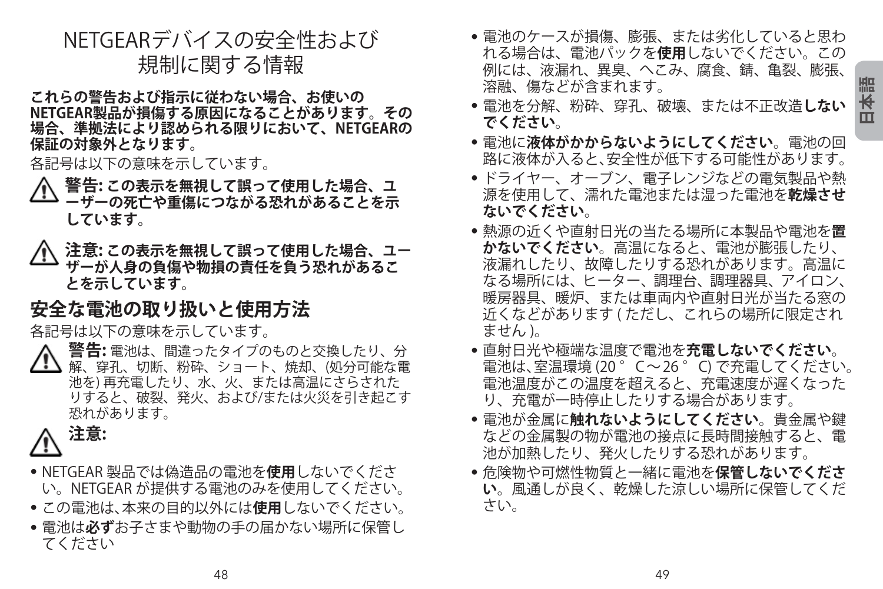# NETGEARデバイスの安全性および規制に関する情報

**これらの警告および指示に従わない場合、お使いのNETGEAR製品が損傷する原因になることがあります。その場合、準拠法により認められる限りにおいて、NETGEARの保証の対象外となります。**

各記号は以下の意味を示しています。

⚠ **警告: この表示を無視して誤って使用した場合、ユーザーの死亡や重傷につながる恐れがあることを示しています。**

⚠ **注意: この表示を無視して誤って使用した場合、ユーザーが人身の負傷や物損の責任を負う恐れがあることを示しています。**

## 安全な電池の取り扱いと使用方法

各記号は以下の意味を示しています。

⚠ **警告:** 電池は、間違ったタイプのものと交換したり、分解、穿孔、切断、粉砕、ショート、焼却、(処分可能な電池を) 再充電したり、水、火、または高温にさらされたりすると、破裂、発火、および/または火災を引き起こす恐れがあります。

⚠ **注意:**

- NETGEAR 製品では偽造品の電池を**使用**しないでください。NETGEAR が提供する電池のみを使用してください。
- この電池は、本来の目的以外には**使用**しないでください。
- 電池は**必ず**お子さまや動物の手の届かない場所に保管してください
- 電池のケースが損傷、膨張、または劣化していると思われる場合は、電池パックを**使用**しないでください。この例には、液漏れ、異臭、へこみ、腐食、錆、亀裂、膨張、溶融、傷などが含まれます。
- 電池を分解、粉砕、穿孔、破壊、または不正改造**しないでください**。
- 電池に**液体がかからないようにしてください**。電池の回路に液体が入ると、安全性が低下する可能性があります。
- ドライヤー、オーブン、電子レンジなどの電気製品や熱源を使用して、濡れた電池または湿った電池を**乾燥させないでください**。
- 熱源の近くや直射日光の当たる場所に本製品や電池を**置かないでください**。高温になると、電池が膨張したり、液漏れしたり、故障したりする恐れがあります。高温になる場所には、ヒーター、調理台、調理器具、アイロン、暖房器具、暖炉、または車両内や直射日光が当たる窓の近くなどがあります ( ただし、これらの場所に限定されません )。
- 直射日光や極端な温度で電池を**充電しないでください**。電池は、室温環境 (20°C～26°C) で充電してください。電池温度がこの温度を超えると、充電速度が遅くなったり、充電が一時停止したりする場合があります。
- 電池が金属に**触れないようにしてください**。貴金属や鍵などの金属製の物が電池の接点に長時間接触すると、電池が加熱したり、発火したりする恐れがあります。
- 危険物や可燃性物質と一緒に電池を**保管しないでください**。風通しが良く、乾燥した涼しい場所に保管してください。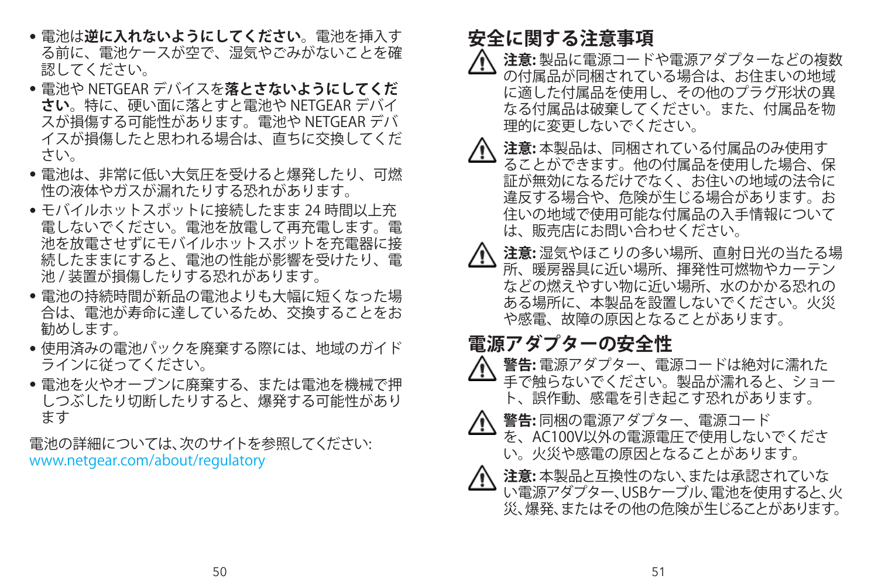- 電池は**逆に入れないようにしてください**。電池を挿入する前に、電池ケースが空で、湿気やごみがないことを確認してください。
- 電池や NETGEAR デバイスを**落とさないようにしてください**。特に、硬い面に落とすと電池や NETGEAR デバイスが損傷する可能性があります。電池や NETGEAR デバイスが損傷したと思われる場合は、直ちに交換してください。
- 電池は、非常に低い大気圧を受けると爆発したり、可燃性の液体やガスが漏れたりする恐れがあります。
- モバイルホットスポットに接続したまま 24 時間以上充電しないでください。電池を放電して再充電します。電池を放電させずにモバイルホットスポットを充電器に接続したままにすると、電池の性能が影響を受けたり、電池 / 装置が損傷したりする恐れがあります。
- 電池の持続時間が新品の電池よりも大幅に短くなった場合は、電池が寿命に達しているため、交換することをお勧めします。
- 使用済みの電池パックを廃棄する際には、地域のガイドラインに従ってください。
- 電池を火やオーブンに廃棄する、または電池を機械で押しつぶしたり切断したりすると、爆発する可能性があります

電池の詳細については､次のサイトを参照してください: www.netgear.com/about/regulatory

## 安全に関する注意事項

⚠ **注意:** 製品に電源コードや電源アダプターなどの複数の付属品が同梱されている場合は、お住まいの地域に適した付属品を使用し、その他のプラグ形状の異なる付属品は破棄してください。また、付属品を物理的に変更しないでください。

⚠ **注意:** 本製品は、同梱されている付属品のみ使用することができます。他の付属品を使用した場合、保証が無効になるだけでなく、お住いの地域の法令に違反する場合や、危険が生じる場合があります。お住いの地域で使用可能な付属品の入手情報については、販売店にお問い合わせください。

⚠ **注意:** 湿気やほこりの多い場所、直射日光の当たる場所、暖房器具に近い場所、揮発性可燃物やカーテンなどの燃えやすい物に近い場所、水のかかる恐れのある場所に、本製品を設置しないでください。火災や感電、故障の原因となることがあります。

## 電源アダプターの安全性

⚠ **警告:** 電源アダプター、電源コードは絶対に濡れた手で触らないでください。製品が濡れると、ショート、誤作動、感電を引き起こす恐れがあります。

⚠ **警告:** 同梱の電源アダプター、電源コードを、AC100V以外の電源電圧で使用しないでください。火災や感電の原因となることがあります。

⚠ **注意:** 本製品と互換性のない､または承認されていない電源アダプター､USBケーブル､電池を使用すると､火災､爆発､またはその他の危険が生じることがあります。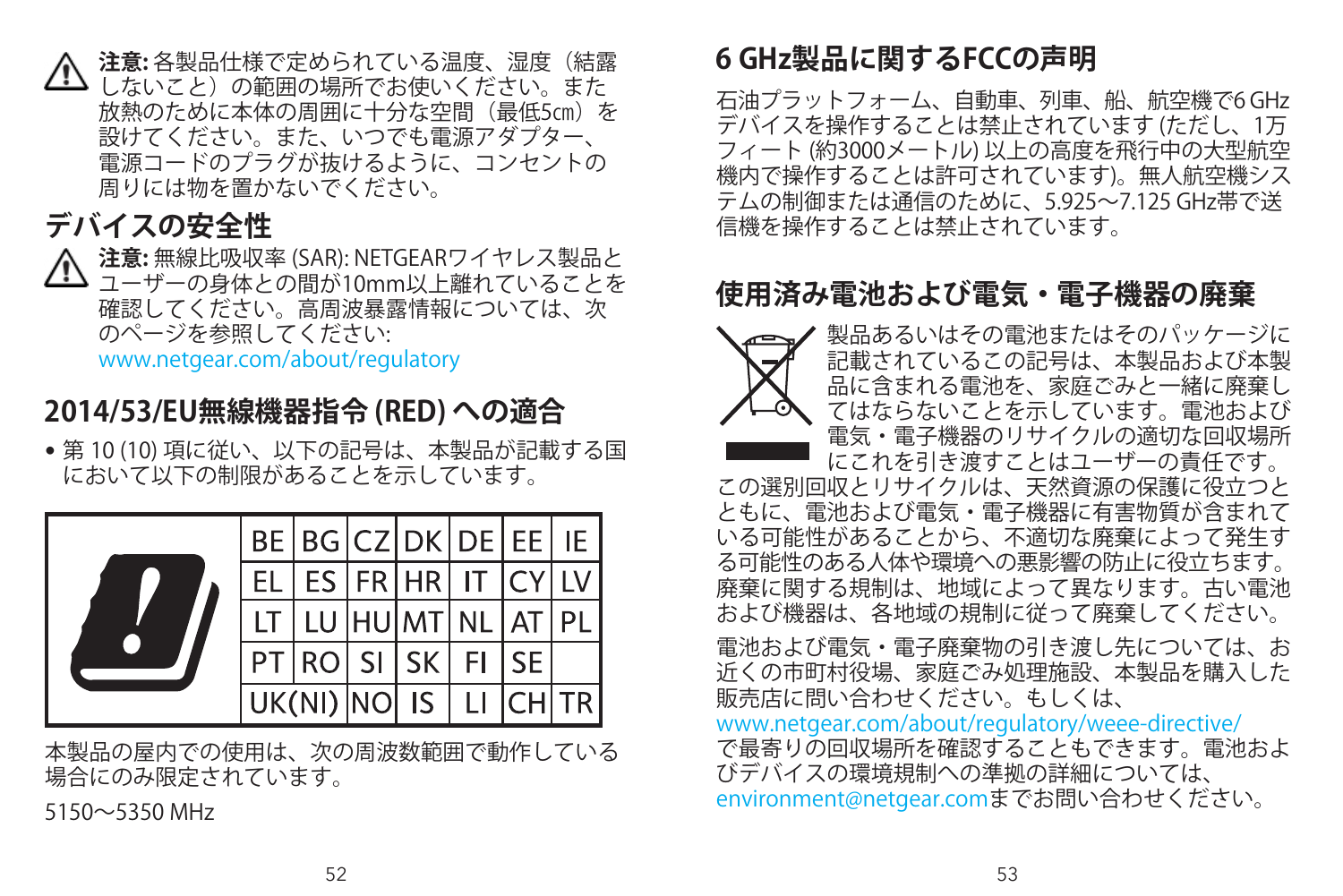**注意:** 各製品仕様で定められている温度、湿度（結露しないこと）の範囲の場所でお使いください。また放熱のために本体の周囲に十分な空間（最低5㎝）を設けてください。また、いつでも電源アダプター、電源コードのプラグが抜けるように、コンセントの周りには物を置かないでください。

## デバイスの安全性

**注意:** 無線比吸収率 (SAR): NETGEARワイヤレス製品とユーザーの身体との間が10mm以上離れていることを確認してください。高周波暴露情報については、次のページを参照してください:
www.netgear.com/about/regulatory

## 2014/53/EU無線機器指令 (RED) への適合

- 第 10 (10) 項に従い、以下の記号は、本製品が記載する国において以下の制限があることを示しています。

| BE | BG | CZ | DK | DE | EE | IE |
|---|---|---|---|---|---|---|
| EL | ES | FR | HR | IT | CY | LV |
| LT | LU | HU | MT | NL | AT | PL |
| PT | RO | SI | SK | FI | SE | |
| UK(NI) | NO | IS | LI | CH | TR | |

本製品の屋内での使用は、次の周波数範囲で動作している場合にのみ限定されています。

5150～5350 MHz

## 6 GHz製品に関するFCCの声明

石油プラットフォーム、自動車、列車、船、航空機で6 GHzデバイスを操作することは禁止されています (ただし、1万フィート (約3000メートル) 以上の高度を飛行中の大型航空機内で操作することは許可されています)。無人航空機システムの制御または通信のために、5.925～7.125 GHz帯で送信機を操作することは禁止されています。

## 使用済み電池および電気・電子機器の廃棄

製品あるいはその電池またはそのパッケージに記載されているこの記号は、本製品および本製品に含まれる電池を、家庭ごみと一緒に廃棄してはならないことを示しています。電池および電気・電子機器のリサイクルの適切な回収場所にこれを引き渡すことはユーザーの責任です。この選別回収とリサイクルは、天然資源の保護に役立つとともに、電池および電気・電子機器に有害物質が含まれている可能性があることから、不適切な廃棄によって発生する可能性のある人体や環境への悪影響の防止に役立ちます。廃棄に関する規制は、地域によって異なります。古い電池および機器は、各地域の規制に従って廃棄してください。

電池および電気・電子廃棄物の引き渡し先については、お近くの市町村役場、家庭ごみ処理施設、本製品を購入した販売店に問い合わせください。もしくは、
www.netgear.com/about/regulatory/weee-directive/
で最寄りの回収場所を確認することもできます。電池およびデバイスの環境規制への準拠の詳細については、
environment@netgear.comまでお問い合わせください。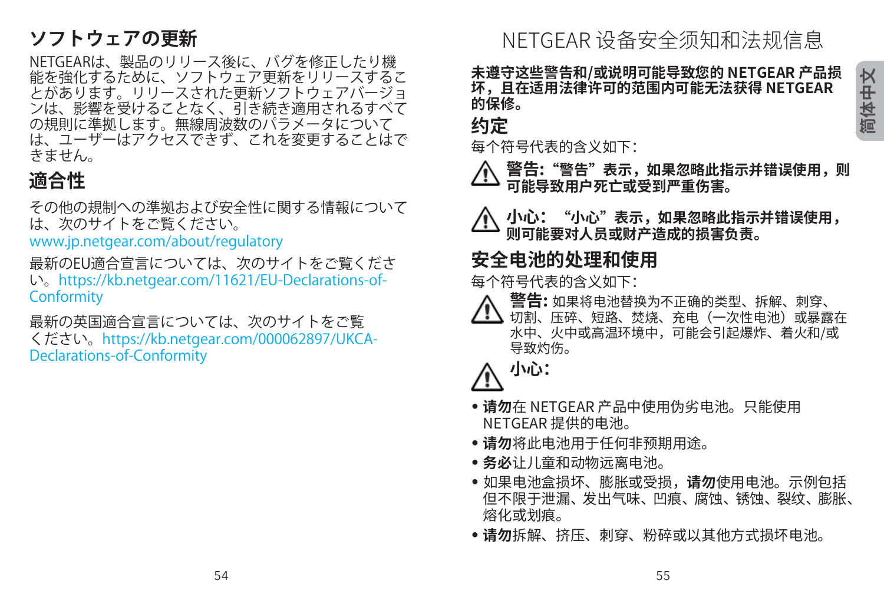## ソフトウェアの更新

NETGEARは、製品のリリース後に、バグを修正したり機能を強化するために、ソフトウェア更新をリリースすることがあります。リリースされた更新ソフトウェアバージョンは、影響を受けることなく、引き続き適用されるすべての規則に準拠します。無線周波数のパラメータについては、ユーザーはアクセスできず、これを変更することはできません。

## 適合性

その他の規制への準拠および安全性に関する情報については、次のサイトをご覧ください。
www.jp.netgear.com/about/regulatory

最新のEU適合宣言については、次のサイトをご覧ください。https://kb.netgear.com/11621/EU-Declarations-of-Conformity

最新の英国適合宣言については、次のサイトをご覧ください。https://kb.netgear.com/000062897/UKCA-Declarations-of-Conformity

# NETGEAR 设备安全须知和法规信息

**未遵守这些警告和/或说明可能导致您的 NETGEAR 产品损坏，且在适用法律许可的范围内可能无法获得 NETGEAR 的保修。**

## 约定

每个符号代表的含义如下：

⚠ **警告：“警告”表示，如果忽略此指示并错误使用，则可能导致用户死亡或受到严重伤害。**

⚠ **小心：“小心”表示，如果忽略此指示并错误使用，则可能要对人员或财产造成的损害负责。**

## 安全电池的处理和使用

每个符号代表的含义如下：

⚠ **警告：** 如果将电池替换为不正确的类型、拆解、刺穿、切割、压碎、短路、焚烧、充电（一次性电池）或暴露在水中、火中或高温环境中，可能会引起爆炸、着火和/或导致灼伤。

⚠ **小心：**

- **请勿**在 NETGEAR 产品中使用伪劣电池。只能使用 NETGEAR 提供的电池。
- **请勿**将此电池用于任何非预期用途。
- **务必**让儿童和动物远离电池。
- 如果电池盒损坏、膨胀或受损，**请勿**使用电池。示例包括但不限于泄漏、发出气味、凹痕、腐蚀、锈蚀、裂纹、膨胀、熔化或划痕。
- **请勿**拆解、挤压、刺穿、粉碎或以其他方式损坏电池。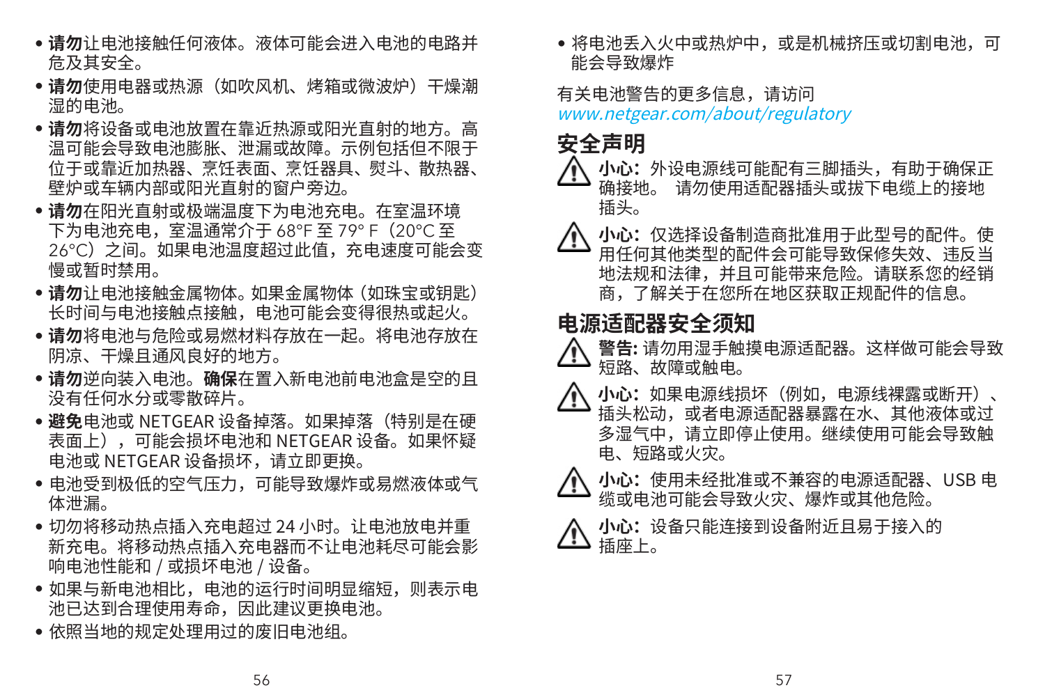- **请勿**让电池接触任何液体。液体可能会进入电池的电路并危及其安全。
- **请勿**使用电器或热源（如吹风机、烤箱或微波炉）干燥潮湿的电池。
- **请勿**将设备或电池放置在靠近热源或阳光直射的地方。高温可能会导致电池膨胀、泄漏或故障。示例包括但不限于位于或靠近加热器、烹饪表面、烹饪器具、熨斗、散热器、壁炉或车辆内部或阳光直射的窗户旁边。
- **请勿**在阳光直射或极端温度下为电池充电。在室温环境下为电池充电，室温通常介于 68°F 至 79° F（20°C 至 26°C）之间。如果电池温度超过此值，充电速度可能会变慢或暂时禁用。
- **请勿**让电池接触金属物体。如果金属物体（如珠宝或钥匙）长时间与电池接触点接触，电池可能会变得很热或起火。
- **请勿**将电池与危险或易燃材料存放在一起。将电池存放在阴凉、干燥且通风良好的地方。
- **请勿**逆向装入电池。**确保**在置入新电池前电池盒是空的且没有任何水分或零散碎片。
- **避免**电池或 NETGEAR 设备掉落。如果掉落（特别是在硬表面上），可能会损坏电池和 NETGEAR 设备。如果怀疑电池或 NETGEAR 设备损坏，请立即更换。
- 电池受到极低的空气压力，可能导致爆炸或易燃液体或气体泄漏。
- 切勿将移动热点插入充电超过 24 小时。让电池放电并重新充电。将移动热点插入充电器而不让电池耗尽可能会影响电池性能和 / 或损坏电池 / 设备。
- 如果与新电池相比，电池的运行时间明显缩短，则表示电池已达到合理使用寿命，因此建议更换电池。
- 依照当地的规定处理用过的废旧电池组。
- 将电池丢入火中或热炉中，或是机械挤压或切割电池，可能会导致爆炸

有关电池警告的更多信息，请访问
*www.netgear.com/about/regulatory*

## 安全声明

⚠ **小心：**外设电源线可能配有三脚插头，有助于确保正确接地。 请勿使用适配器插头或拔下电缆上的接地插头。

⚠ **小心：**仅选择设备制造商批准用于此型号的配件。使用任何其他类型的配件会可能导致保修失效、违反当地法规和法律，并且可能带来危险。请联系您的经销商，了解关于在您所在地区获取正规配件的信息。

## 电源适配器安全须知

⚠ **警告:** 请勿用湿手触摸电源适配器。这样做可能会导致短路、故障或触电。

⚠ **小心：**如果电源线损坏（例如，电源线裸露或断开）、插头松动，或者电源适配器暴露在水、其他液体或过多湿气中，请立即停止使用。继续使用可能会导致触电、短路或火灾。

⚠ **小心：**使用未经批准或不兼容的电源适配器、USB 电缆或电池可能会导致火灾、爆炸或其他危险。

⚠ **小心：**设备只能连接到设备附近且易于接入的插座上。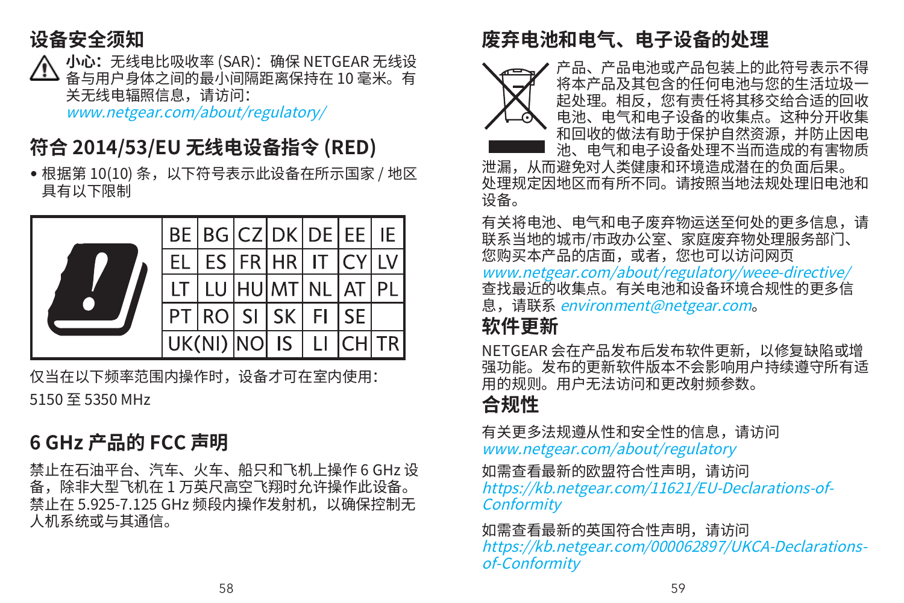## 设备安全须知

⚠ **小心：**无线电比吸收率 (SAR)：确保 NETGEAR 无线设备与用户身体之间的最小间隔距离保持在 10 毫米。有关无线电辐照信息，请访问：
*www.netgear.com/about/regulatory/*

## 符合 2014/53/EU 无线电设备指令 (RED)

- 根据第 10(10) 条，以下符号表示此设备在所示国家 / 地区具有以下限制

| | | | | | | |
|---|---|---|---|---|---|---|
| BE | BG | CZ | DK | DE | EE | IE |
| EL | ES | FR | HR | IT | CY | LV |
| LT | LU | HU | MT | NL | AT | PL |
| PT | RO | SI | SK | FI | SE | |
| UK(NI) | NO | IS | | LI | CH | TR |

仅当在以下频率范围内操作时，设备才可在室内使用：

5150 至 5350 MHz

## 6 GHz 产品的 FCC 声明

禁止在石油平台、汽车、火车、船只和飞机上操作 6 GHz 设备，除非大型飞机在 1 万英尺高空飞翔时允许操作此设备。禁止在 5.925-7.125 GHz 频段内操作发射机，以确保控制无人机系统或与其通信。

## 废弃电池和电气、电子设备的处理

产品、产品电池或产品包装上的此符号表示不得将本产品及其包含的任何电池与您的生活垃圾一起处理。相反，您有责任将其移交给合适的回收电池、电气和电子设备的收集点。这种分开收集和回收的做法有助于保护自然资源，并防止因电池、电气和电子设备处理不当而造成的有害物质泄漏，从而避免对人类健康和环境造成潜在的负面后果。处理规定因地区而有所不同。请按照当地法规处理旧电池和设备。

有关将电池、电气和电子废弃物运送至何处的更多信息，请联系当地的城市/市政办公室、家庭废弃物处理服务部门、您购买本产品的店面，或者，您也可以访问网页 *www.netgear.com/about/regulatory/weee-directive/* 查找最近的收集点。有关电池和设备环境合规性的更多信息，请联系 *environment@netgear.com*。

## 软件更新

NETGEAR 会在产品发布后发布软件更新，以修复缺陷或增强功能。发布的更新软件版本不会影响用户持续遵守所有适用的规则。用户无法访问和更改射频参数。

## 合规性

有关更多法规遵从性和安全性的信息，请访问
*www.netgear.com/about/regulatory*

如需查看最新的欧盟符合性声明，请访问
*https://kb.netgear.com/11621/EU-Declarations-of-Conformity*

如需查看最新的英国符合性声明，请访问
*https://kb.netgear.com/000062897/UKCA-Declarations-of-Conformity*